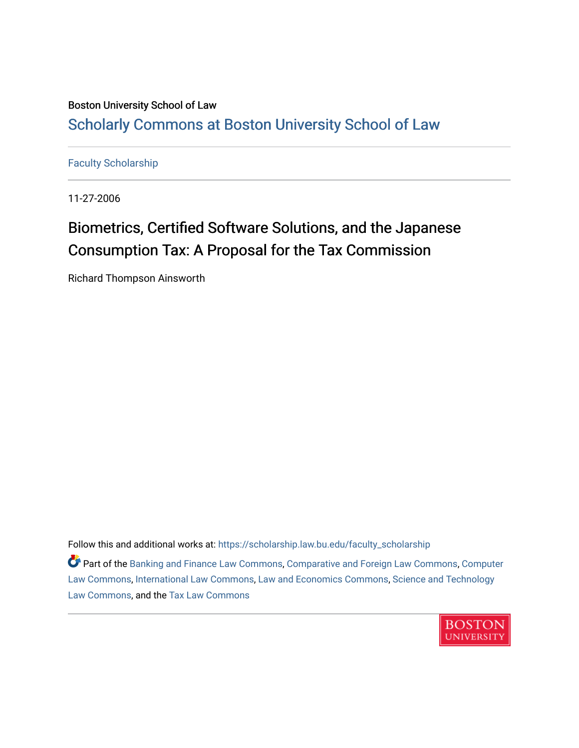Boston University School of Law

# Scholarly Commons at Boston University School of Law

Faculty Scholarship

11-27-2006

## Biometrics, Certified Software Solutions, and the Japanese Consumption Tax: A Proposal for the Tax Commission

Richard Thompson Ainsworth

Follow this and additional works at: https://scholarship.law.bu.edu/faculty_scholarship

Part of the Banking and Finance Law Commons, Comparative and Foreign Law Commons, Computer Law Commons, International Law Commons, Law and Economics Commons, Science and Technology Law Commons, and the Tax Law Commons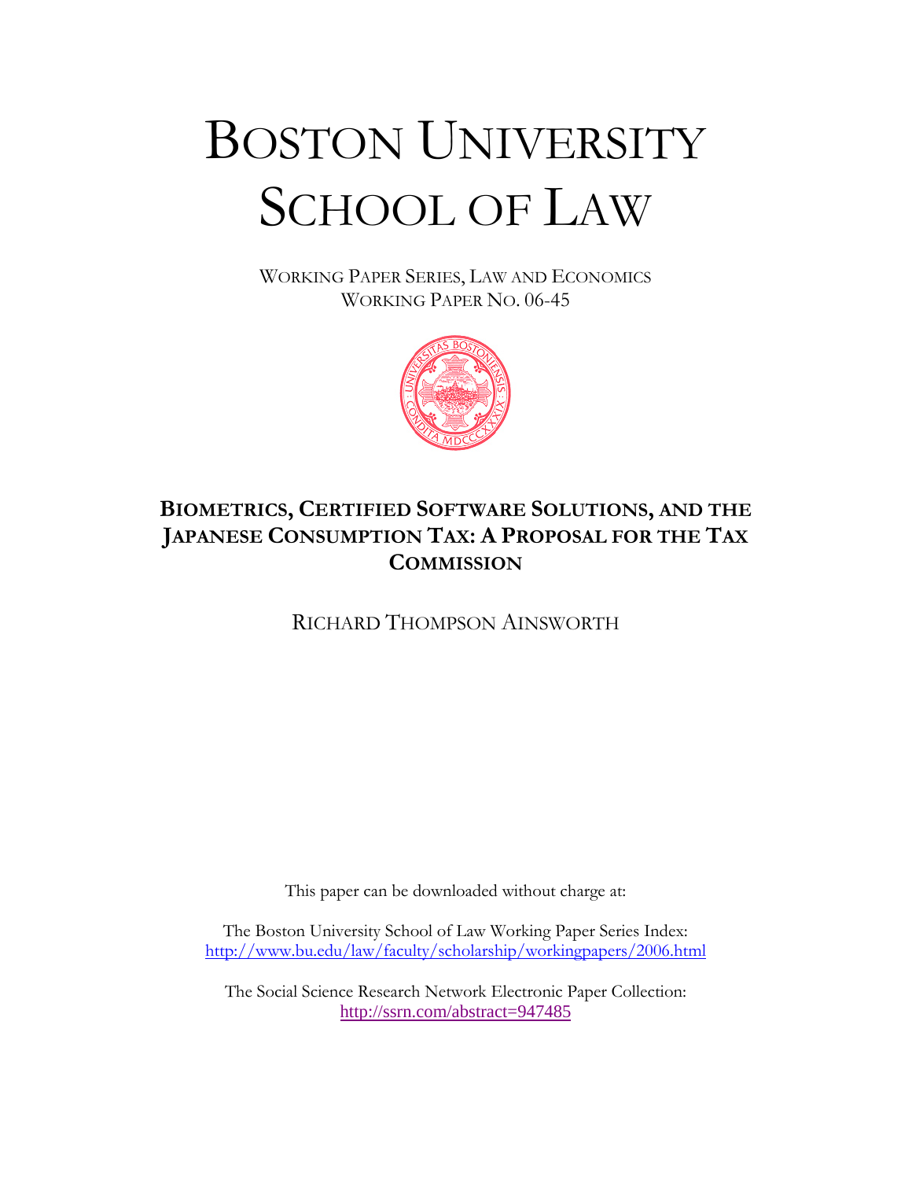# BOSTON UNIVERSITY SCHOOL OF LAW

WORKING PAPER SERIES, LAW AND ECONOMICS
WORKING PAPER NO. 06-45

## BIOMETRICS, CERTIFIED SOFTWARE SOLUTIONS, AND THE JAPANESE CONSUMPTION TAX: A PROPOSAL FOR THE TAX COMMISSION

RICHARD THOMPSON AINSWORTH

This paper can be downloaded without charge at:

The Boston University School of Law Working Paper Series Index:
http://www.bu.edu/law/faculty/scholarship/workingpapers/2006.html

The Social Science Research Network Electronic Paper Collection:
http://ssrn.com/abstract=947485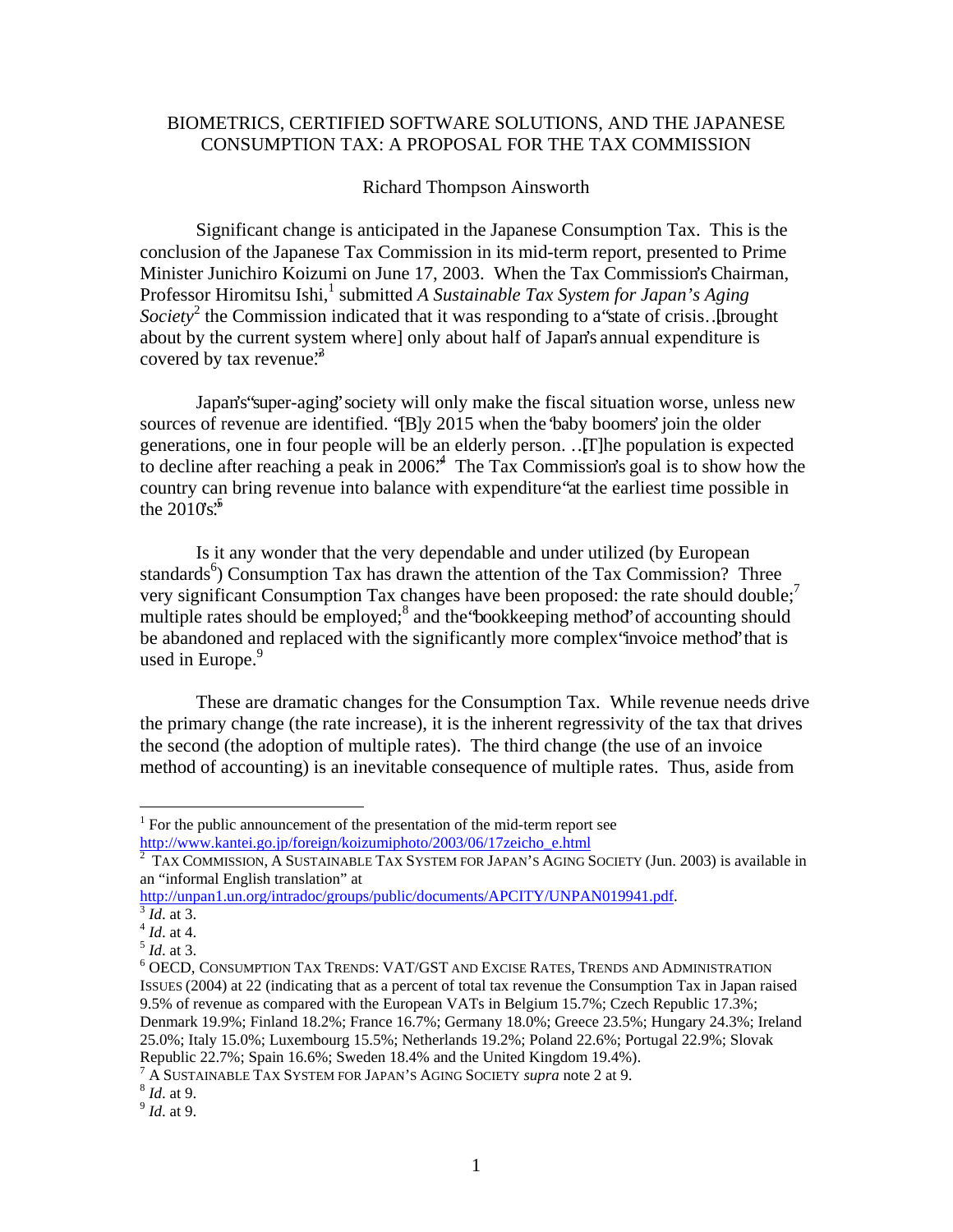BIOMETRICS, CERTIFIED SOFTWARE SOLUTIONS, AND THE JAPANESE CONSUMPTION TAX: A PROPOSAL FOR THE TAX COMMISSION

Richard Thompson Ainsworth

Significant change is anticipated in the Japanese Consumption Tax. This is the conclusion of the Japanese Tax Commission in its mid-term report, presented to Prime Minister Junichiro Koizumi on June 17, 2003. When the Tax Commission's Chairman, Professor Hiromitsu Ishi,[1] submitted *A Sustainable Tax System for Japan's Aging Society*[2] the Commission indicated that it was responding to a "state of crisis…[brought about by the current system where] only about half of Japan's annual expenditure is covered by tax revenue."[3]

Japan's "super-aging" society will only make the fiscal situation worse, unless new sources of revenue are identified. "[B]y 2015 when the 'baby boomers' join the older generations, one in four people will be an elderly person. …[T]he population is expected to decline after reaching a peak in 2006."[4] The Tax Commission's goal is to show how the country can bring revenue into balance with expenditure "at the earliest time possible in the 2010's."[5]

Is it any wonder that the very dependable and under utilized (by European standards[6]) Consumption Tax has drawn the attention of the Tax Commission? Three very significant Consumption Tax changes have been proposed: the rate should double;[7] multiple rates should be employed;[8] and the "bookkeeping method" of accounting should be abandoned and replaced with the significantly more complex "invoice method" that is used in Europe.[9]

These are dramatic changes for the Consumption Tax. While revenue needs drive the primary change (the rate increase), it is the inherent regressivity of the tax that drives the second (the adoption of multiple rates). The third change (the use of an invoice method of accounting) is an inevitable consequence of multiple rates. Thus, aside from

---

[1] For the public announcement of the presentation of the mid-term report see http://www.kantei.go.jp/foreign/koizumiphoto/2003/06/17zeicho_e.html

[2] TAX COMMISSION, A SUSTAINABLE TAX SYSTEM FOR JAPAN'S AGING SOCIETY (Jun. 2003) is available in an "informal English translation" at http://unpan1.un.org/intradoc/groups/public/documents/APCITY/UNPAN019941.pdf.

[3] *Id.* at 3.

[4] *Id.* at 4.

[5] *Id.* at 3.

[6] OECD, CONSUMPTION TAX TRENDS: VAT/GST AND EXCISE RATES, TRENDS AND ADMINISTRATION ISSUES (2004) at 22 (indicating that as a percent of total tax revenue the Consumption Tax in Japan raised 9.5% of revenue as compared with the European VATs in Belgium 15.7%; Czech Republic 17.3%; Denmark 19.9%; Finland 18.2%; France 16.7%; Germany 18.0%; Greece 23.5%; Hungary 24.3%; Ireland 25.0%; Italy 15.0%; Luxembourg 15.5%; Netherlands 19.2%; Poland 22.6%; Portugal 22.9%; Slovak Republic 22.7%; Spain 16.6%; Sweden 18.4% and the United Kingdom 19.4%).

[7] A SUSTAINABLE TAX SYSTEM FOR JAPAN'S AGING SOCIETY *supra* note 2 at 9.

[8] *Id.* at 9.

[9] *Id.* at 9.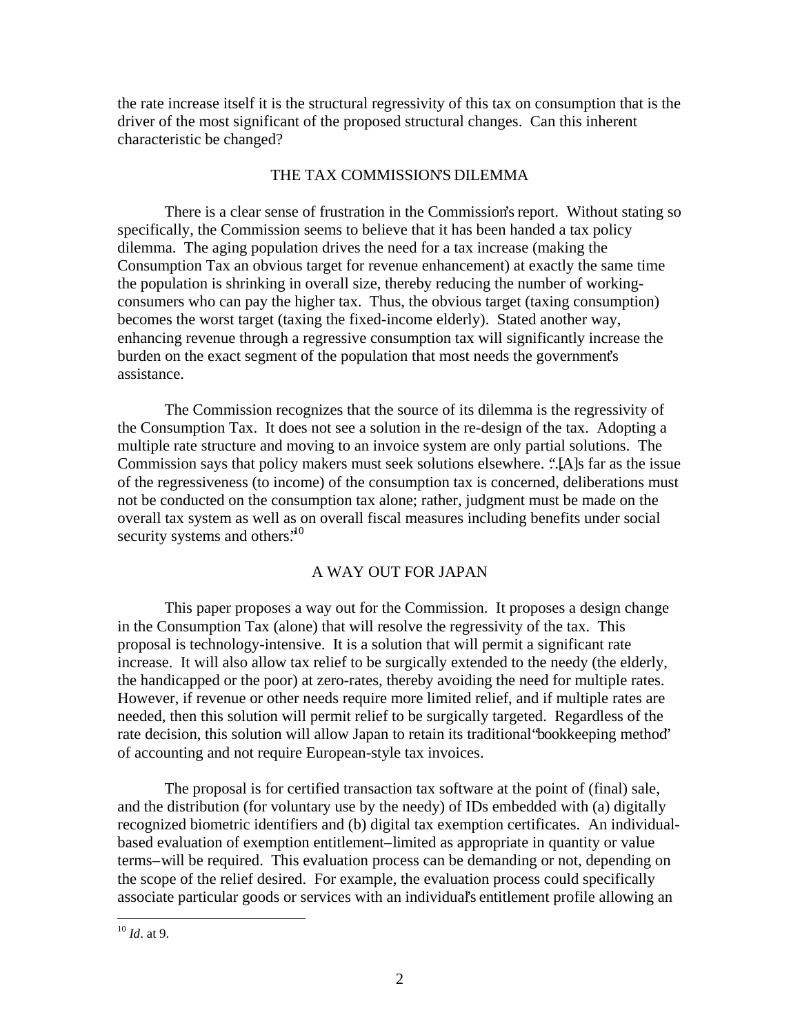the rate increase itself it is the structural regressivity of this tax on consumption that is the driver of the most significant of the proposed structural changes. Can this inherent characteristic be changed?

## THE TAX COMMISSION'S DILEMMA

There is a clear sense of frustration in the Commission's report. Without stating so specifically, the Commission seems to believe that it has been handed a tax policy dilemma. The aging population drives the need for a tax increase (making the Consumption Tax an obvious target for revenue enhancement) at exactly the same time the population is shrinking in overall size, thereby reducing the number of working-consumers who can pay the higher tax. Thus, the obvious target (taxing consumption) becomes the worst target (taxing the fixed-income elderly). Stated another way, enhancing revenue through a regressive consumption tax will significantly increase the burden on the exact segment of the population that most needs the government's assistance.

The Commission recognizes that the source of its dilemma is the regressivity of the Consumption Tax. It does not see a solution in the re-design of the tax. Adopting a multiple rate structure and moving to an invoice system are only partial solutions. The Commission says that policy makers must seek solutions elsewhere. "...[A]s far as the issue of the regressiveness (to income) of the consumption tax is concerned, deliberations must not be conducted on the consumption tax alone; rather, judgment must be made on the overall tax system as well as on overall fiscal measures including benefits under social security systems and others."[10]

## A WAY OUT FOR JAPAN

This paper proposes a way out for the Commission. It proposes a design change in the Consumption Tax (alone) that will resolve the regressivity of the tax. This proposal is technology-intensive. It is a solution that will permit a significant rate increase. It will also allow tax relief to be surgically extended to the needy (the elderly, the handicapped or the poor) at zero-rates, thereby avoiding the need for multiple rates. However, if revenue or other needs require more limited relief, and if multiple rates are needed, then this solution will permit relief to be surgically targeted. Regardless of the rate decision, this solution will allow Japan to retain its traditional "bookkeeping method" of accounting and not require European-style tax invoices.

The proposal is for certified transaction tax software at the point of (final) sale, and the distribution (for voluntary use by the needy) of IDs embedded with (a) digitally recognized biometric identifiers and (b) digital tax exemption certificates. An individual-based evaluation of exemption entitlement–limited as appropriate in quantity or value terms–will be required. This evaluation process can be demanding or not, depending on the scope of the relief desired. For example, the evaluation process could specifically associate particular goods or services with an individual's entitlement profile allowing an

---

[10] *Id*. at 9.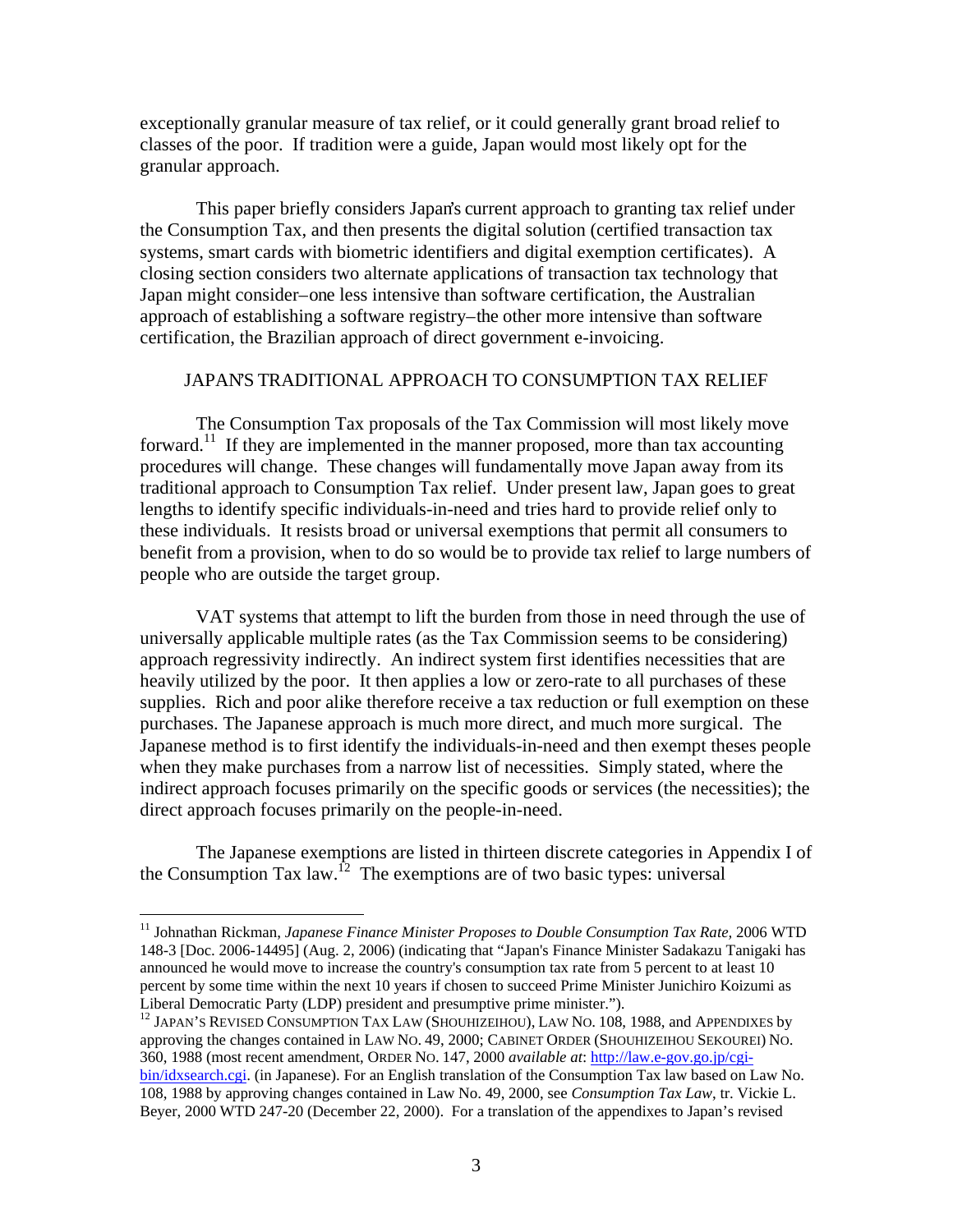exceptionally granular measure of tax relief, or it could generally grant broad relief to classes of the poor. If tradition were a guide, Japan would most likely opt for the granular approach.

This paper briefly considers Japan's current approach to granting tax relief under the Consumption Tax, and then presents the digital solution (certified transaction tax systems, smart cards with biometric identifiers and digital exemption certificates). A closing section considers two alternate applications of transaction tax technology that Japan might consider–one less intensive than software certification, the Australian approach of establishing a software registry–the other more intensive than software certification, the Brazilian approach of direct government e-invoicing.

## JAPAN'S TRADITIONAL APPROACH TO CONSUMPTION TAX RELIEF

The Consumption Tax proposals of the Tax Commission will most likely move forward.[11] If they are implemented in the manner proposed, more than tax accounting procedures will change. These changes will fundamentally move Japan away from its traditional approach to Consumption Tax relief. Under present law, Japan goes to great lengths to identify specific individuals-in-need and tries hard to provide relief only to these individuals. It resists broad or universal exemptions that permit all consumers to benefit from a provision, when to do so would be to provide tax relief to large numbers of people who are outside the target group.

VAT systems that attempt to lift the burden from those in need through the use of universally applicable multiple rates (as the Tax Commission seems to be considering) approach regressivity indirectly. An indirect system first identifies necessities that are heavily utilized by the poor. It then applies a low or zero-rate to all purchases of these supplies. Rich and poor alike therefore receive a tax reduction or full exemption on these purchases. The Japanese approach is much more direct, and much more surgical. The Japanese method is to first identify the individuals-in-need and then exempt theses people when they make purchases from a narrow list of necessities. Simply stated, where the indirect approach focuses primarily on the specific goods or services (the necessities); the direct approach focuses primarily on the people-in-need.

The Japanese exemptions are listed in thirteen discrete categories in Appendix I of the Consumption Tax law.[12] The exemptions are of two basic types: universal

---

[11] Johnathan Rickman, *Japanese Finance Minister Proposes to Double Consumption Tax Rate,* 2006 WTD 148-3 [Doc. 2006-14495] (Aug. 2, 2006) (indicating that "Japan's Finance Minister Sadakazu Tanigaki has announced he would move to increase the country's consumption tax rate from 5 percent to at least 10 percent by some time within the next 10 years if chosen to succeed Prime Minister Junichiro Koizumi as Liberal Democratic Party (LDP) president and presumptive prime minister.").

[12] JAPAN'S REVISED CONSUMPTION TAX LAW (SHOUHIZEIHOU), LAW NO. 108, 1988, and APPENDIXES by approving the changes contained in LAW NO. 49, 2000; CABINET ORDER (SHOUHIZEIHOU SEKOUREI) NO. 360, 1988 (most recent amendment, ORDER NO. 147, 2000 *available at*: [http://law.e-gov.go.jp/cgi-bin/idxsearch.cgi](http://law.e-gov.go.jp/cgi-bin/idxsearch.cgi). (in Japanese). For an English translation of the Consumption Tax law based on Law No. 108, 1988 by approving changes contained in Law No. 49, 2000, see *Consumption Tax Law,* tr. Vickie L. Beyer, 2000 WTD 247-20 (December 22, 2000). For a translation of the appendixes to Japan's revised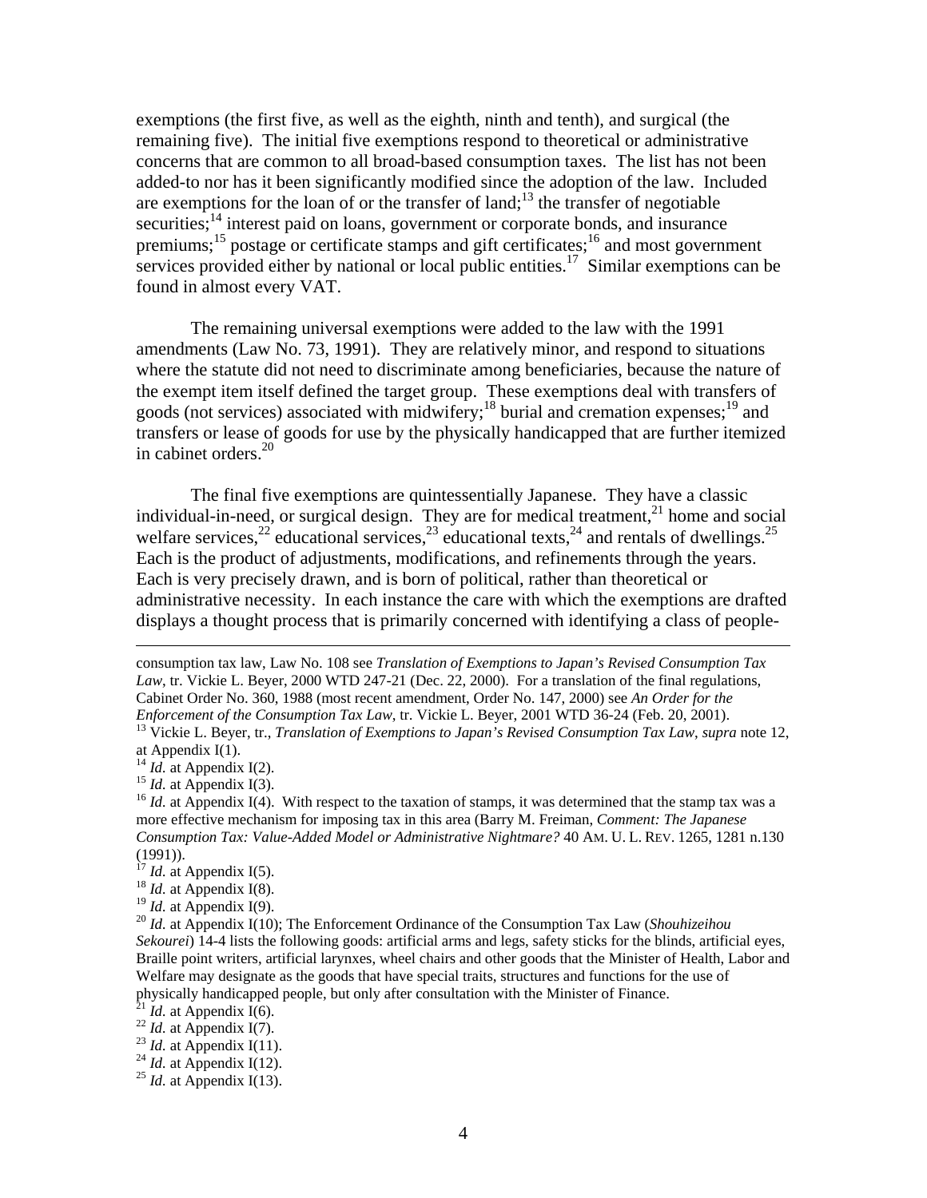exemptions (the first five, as well as the eighth, ninth and tenth), and surgical (the remaining five). The initial five exemptions respond to theoretical or administrative concerns that are common to all broad-based consumption taxes. The list has not been added-to nor has it been significantly modified since the adoption of the law. Included are exemptions for the loan of or the transfer of land;[13] the transfer of negotiable securities;[14] interest paid on loans, government or corporate bonds, and insurance premiums;[15] postage or certificate stamps and gift certificates;[16] and most government services provided either by national or local public entities.[17] Similar exemptions can be found in almost every VAT.

The remaining universal exemptions were added to the law with the 1991 amendments (Law No. 73, 1991). They are relatively minor, and respond to situations where the statute did not need to discriminate among beneficiaries, because the nature of the exempt item itself defined the target group. These exemptions deal with transfers of goods (not services) associated with midwifery;[18] burial and cremation expenses;[19] and transfers or lease of goods for use by the physically handicapped that are further itemized in cabinet orders.[20]

The final five exemptions are quintessentially Japanese. They have a classic individual-in-need, or surgical design. They are for medical treatment,[21] home and social welfare services,[22] educational services,[23] educational texts,[24] and rentals of dwellings.[25] Each is the product of adjustments, modifications, and refinements through the years. Each is very precisely drawn, and is born of political, rather than theoretical or administrative necessity. In each instance the care with which the exemptions are drafted displays a thought process that is primarily concerned with identifying a class of people-

---

consumption tax law, Law No. 108 see *Translation of Exemptions to Japan's Revised Consumption Tax Law*, tr. Vickie L. Beyer, 2000 WTD 247-21 (Dec. 22, 2000). For a translation of the final regulations, Cabinet Order No. 360, 1988 (most recent amendment, Order No. 147, 2000) see *An Order for the Enforcement of the Consumption Tax Law*, tr. Vickie L. Beyer, 2001 WTD 36-24 (Feb. 20, 2001).

[13] Vickie L. Beyer, tr., *Translation of Exemptions to Japan's Revised Consumption Tax Law*, *supra* note 12, at Appendix I(1).

[14] *Id*. at Appendix I(2).

[15] *Id*. at Appendix I(3).

[16] *Id*. at Appendix I(4). With respect to the taxation of stamps, it was determined that the stamp tax was a more effective mechanism for imposing tax in this area (Barry M. Freiman, *Comment: The Japanese Consumption Tax: Value-Added Model or Administrative Nightmare?* 40 AM. U. L. REV. 1265, 1281 n.130 (1991)).

[17] *Id*. at Appendix I(5).

[18] *Id*. at Appendix I(8).

[19] *Id*. at Appendix I(9).

[20] *Id*. at Appendix I(10); The Enforcement Ordinance of the Consumption Tax Law (*Shouhizeihou Sekourei*) 14-4 lists the following goods: artificial arms and legs, safety sticks for the blinds, artificial eyes, Braille point writers, artificial larynxes, wheel chairs and other goods that the Minister of Health, Labor and Welfare may designate as the goods that have special traits, structures and functions for the use of physically handicapped people, but only after consultation with the Minister of Finance.

[21] *Id*. at Appendix I(6).

[22] *Id*. at Appendix I(7).

[23] *Id*. at Appendix I(11).

[24] *Id*. at Appendix I(12).

[25] *Id*. at Appendix I(13).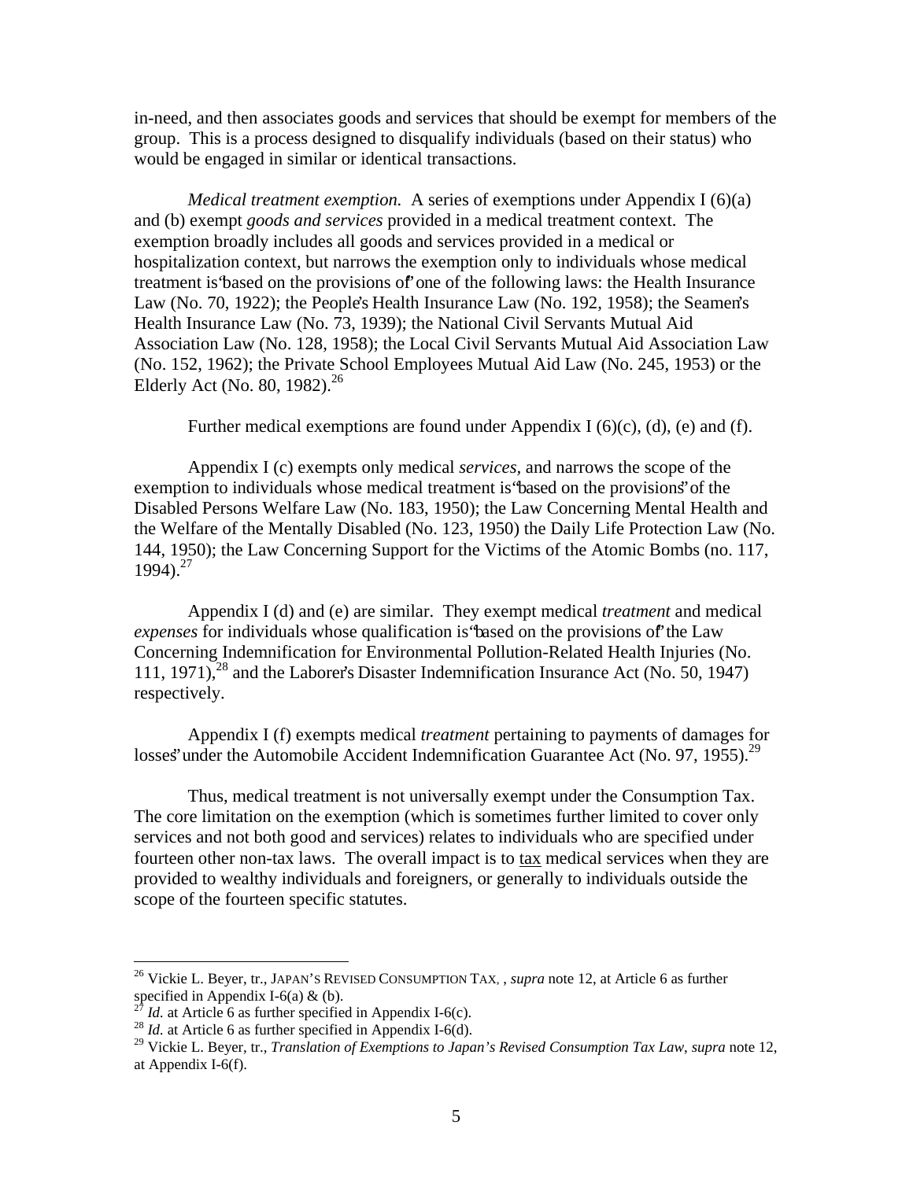in-need, and then associates goods and services that should be exempt for members of the group. This is a process designed to disqualify individuals (based on their status) who would be engaged in similar or identical transactions.

*Medical treatment exemption.* A series of exemptions under Appendix I (6)(a) and (b) exempt *goods and services* provided in a medical treatment context. The exemption broadly includes all goods and services provided in a medical or hospitalization context, but narrows the exemption only to individuals whose medical treatment is "based on the provisions of" one of the following laws: the Health Insurance Law (No. 70, 1922); the People's Health Insurance Law (No. 192, 1958); the Seamen's Health Insurance Law (No. 73, 1939); the National Civil Servants Mutual Aid Association Law (No. 128, 1958); the Local Civil Servants Mutual Aid Association Law (No. 152, 1962); the Private School Employees Mutual Aid Law (No. 245, 1953) or the Elderly Act (No. 80, 1982).[26]

Further medical exemptions are found under Appendix I (6)(c), (d), (e) and (f).

Appendix I (c) exempts only medical *services*, and narrows the scope of the exemption to individuals whose medical treatment is "based on the provisions" of the Disabled Persons Welfare Law (No. 183, 1950); the Law Concerning Mental Health and the Welfare of the Mentally Disabled (No. 123, 1950) the Daily Life Protection Law (No. 144, 1950); the Law Concerning Support for the Victims of the Atomic Bombs (no. 117, 1994).[27]

Appendix I (d) and (e) are similar. They exempt medical *treatment* and medical *expenses* for individuals whose qualification is "based on the provisions of" the Law Concerning Indemnification for Environmental Pollution-Related Health Injuries (No. 111, 1971),[28] and the Laborer's Disaster Indemnification Insurance Act (No. 50, 1947) respectively.

Appendix I (f) exempts medical *treatment* pertaining to payments of damages for losses" under the Automobile Accident Indemnification Guarantee Act (No. 97, 1955).[29]

Thus, medical treatment is not universally exempt under the Consumption Tax. The core limitation on the exemption (which is sometimes further limited to cover only services and not both good and services) relates to individuals who are specified under fourteen other non-tax laws. The overall impact is to tax medical services when they are provided to wealthy individuals and foreigners, or generally to individuals outside the scope of the fourteen specific statutes.

---

[26] Vickie L. Beyer, tr., JAPAN'S REVISED CONSUMPTION TAX, , *supra* note 12, at Article 6 as further specified in Appendix I-6(a) & (b).

[27] *Id.* at Article 6 as further specified in Appendix I-6(c).

[28] *Id.* at Article 6 as further specified in Appendix I-6(d).

[29] Vickie L. Beyer, tr., *Translation of Exemptions to Japan's Revised Consumption Tax Law*, *supra* note 12, at Appendix I-6(f).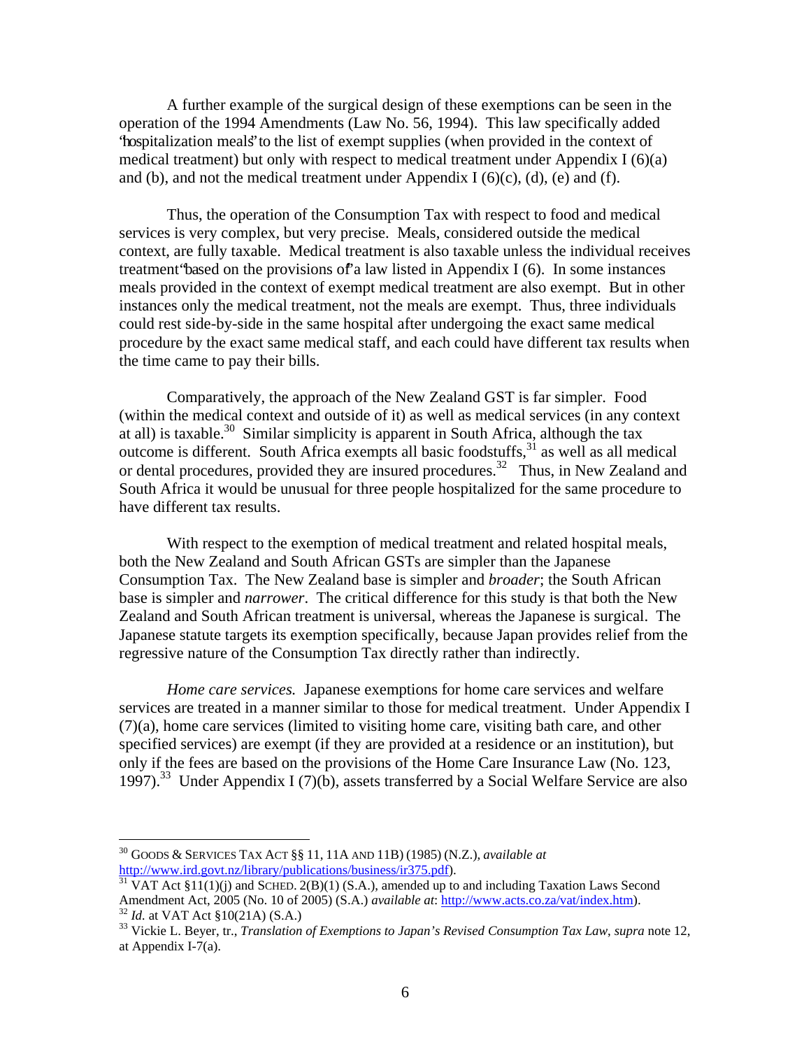A further example of the surgical design of these exemptions can be seen in the operation of the 1994 Amendments (Law No. 56, 1994). This law specifically added "hospitalization meals" to the list of exempt supplies (when provided in the context of medical treatment) but only with respect to medical treatment under Appendix I (6)(a) and (b), and not the medical treatment under Appendix I (6)(c), (d), (e) and (f).

Thus, the operation of the Consumption Tax with respect to food and medical services is very complex, but very precise. Meals, considered outside the medical context, are fully taxable. Medical treatment is also taxable unless the individual receives treatment "based on the provisions of" a law listed in Appendix I (6). In some instances meals provided in the context of exempt medical treatment are also exempt. But in other instances only the medical treatment, not the meals are exempt. Thus, three individuals could rest side-by-side in the same hospital after undergoing the exact same medical procedure by the exact same medical staff, and each could have different tax results when the time came to pay their bills.

Comparatively, the approach of the New Zealand GST is far simpler. Food (within the medical context and outside of it) as well as medical services (in any context at all) is taxable.[30] Similar simplicity is apparent in South Africa, although the tax outcome is different. South Africa exempts all basic foodstuffs,[31] as well as all medical or dental procedures, provided they are insured procedures.[32] Thus, in New Zealand and South Africa it would be unusual for three people hospitalized for the same procedure to have different tax results.

With respect to the exemption of medical treatment and related hospital meals, both the New Zealand and South African GSTs are simpler than the Japanese Consumption Tax. The New Zealand base is simpler and *broader*; the South African base is simpler and *narrower*. The critical difference for this study is that both the New Zealand and South African treatment is universal, whereas the Japanese is surgical. The Japanese statute targets its exemption specifically, because Japan provides relief from the regressive nature of the Consumption Tax directly rather than indirectly.

*Home care services.* Japanese exemptions for home care services and welfare services are treated in a manner similar to those for medical treatment. Under Appendix I (7)(a), home care services (limited to visiting home care, visiting bath care, and other specified services) are exempt (if they are provided at a residence or an institution), but only if the fees are based on the provisions of the Home Care Insurance Law (No. 123, 1997).[33] Under Appendix I (7)(b), assets transferred by a Social Welfare Service are also

---

[30] GOODS & SERVICES TAX ACT §§ 11, 11A AND 11B) (1985) (N.Z.), *available at* http://www.ird.govt.nz/library/publications/business/ir375.pdf).

[31] VAT Act §11(1)(j) and SCHED. 2(B)(1) (S.A.), amended up to and including Taxation Laws Second Amendment Act, 2005 (No. 10 of 2005) (S.A.) *available at*: http://www.acts.co.za/vat/index.htm).

[32] *Id.* at VAT Act §10(21A) (S.A.)

[33] Vickie L. Beyer, tr., *Translation of Exemptions to Japan's Revised Consumption Tax Law*, *supra* note 12, at Appendix I-7(a).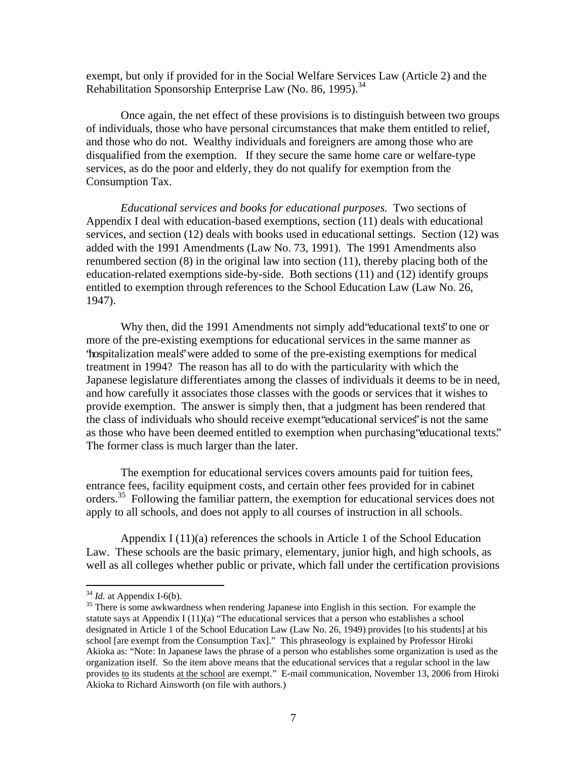exempt, but only if provided for in the Social Welfare Services Law (Article 2) and the Rehabilitation Sponsorship Enterprise Law (No. 86, 1995).[34]

Once again, the net effect of these provisions is to distinguish between two groups of individuals, those who have personal circumstances that make them entitled to relief, and those who do not. Wealthy individuals and foreigners are among those who are disqualified from the exemption. If they secure the same home care or welfare-type services, as do the poor and elderly, they do not qualify for exemption from the Consumption Tax.

*Educational services and books for educational purposes.* Two sections of Appendix I deal with education-based exemptions, section (11) deals with educational services, and section (12) deals with books used in educational settings. Section (12) was added with the 1991 Amendments (Law No. 73, 1991). The 1991 Amendments also renumbered section (8) in the original law into section (11), thereby placing both of the education-related exemptions side-by-side. Both sections (11) and (12) identify groups entitled to exemption through references to the School Education Law (Law No. 26, 1947).

Why then, did the 1991 Amendments not simply add "educational texts" to one or more of the pre-existing exemptions for educational services in the same manner as "hospitalization meals" were added to some of the pre-existing exemptions for medical treatment in 1994? The reason has all to do with the particularity with which the Japanese legislature differentiates among the classes of individuals it deems to be in need, and how carefully it associates those classes with the goods or services that it wishes to provide exemption. The answer is simply then, that a judgment has been rendered that the class of individuals who should receive exempt "educational services" is not the same as those who have been deemed entitled to exemption when purchasing "educational texts." The former class is much larger than the later.

The exemption for educational services covers amounts paid for tuition fees, entrance fees, facility equipment costs, and certain other fees provided for in cabinet orders.[35] Following the familiar pattern, the exemption for educational services does not apply to all schools, and does not apply to all courses of instruction in all schools.

Appendix I (11)(a) references the schools in Article 1 of the School Education Law. These schools are the basic primary, elementary, junior high, and high schools, as well as all colleges whether public or private, which fall under the certification provisions

---

[34] *Id.* at Appendix I-6(b).

[35] There is some awkwardness when rendering Japanese into English in this section. For example the statute says at Appendix I (11)(a) "The educational services that a person who establishes a school designated in Article 1 of the School Education Law (Law No. 26, 1949) provides [to his students] at his school [are exempt from the Consumption Tax]." This phraseology is explained by Professor Hiroki Akioka as: "Note: In Japanese laws the phrase of a person who establishes some organization is used as the organization itself. So the item above means that the educational services that a regular school in the law provides to its students at the school are exempt." E-mail communication, November 13, 2006 from Hiroki Akioka to Richard Ainsworth (on file with authors.)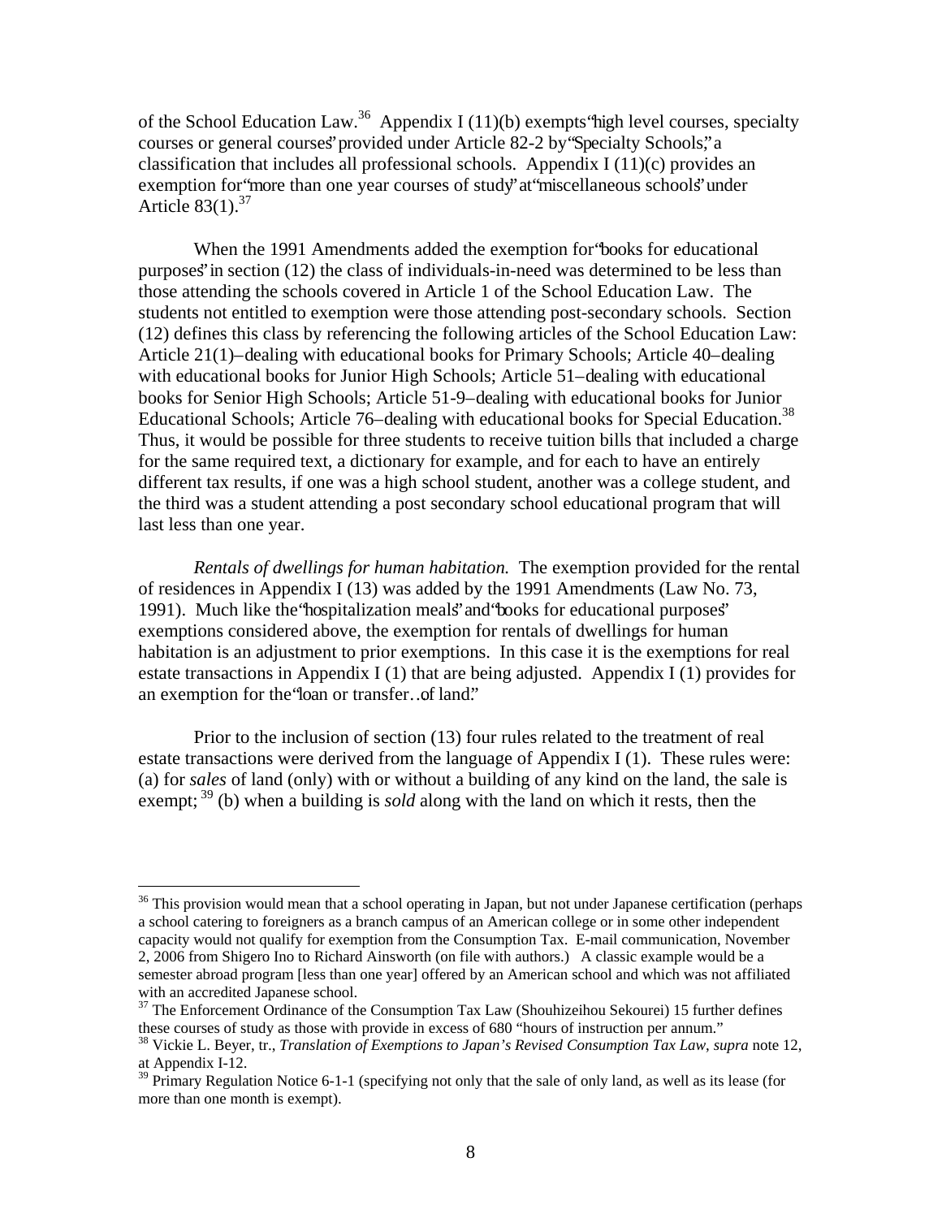of the School Education Law.[36] Appendix I (11)(b) exempts "high level courses, specialty courses or general courses" provided under Article 82-2 by "Specialty Schools," a classification that includes all professional schools. Appendix I (11)(c) provides an exemption for "more than one year courses of study" at "miscellaneous schools" under Article 83(1).[37]

When the 1991 Amendments added the exemption for "books for educational purposes" in section (12) the class of individuals-in-need was determined to be less than those attending the schools covered in Article 1 of the School Education Law. The students not entitled to exemption were those attending post-secondary schools. Section (12) defines this class by referencing the following articles of the School Education Law: Article 21(1)–dealing with educational books for Primary Schools; Article 40–dealing with educational books for Junior High Schools; Article 51–dealing with educational books for Senior High Schools; Article 51-9–dealing with educational books for Junior Educational Schools; Article 76–dealing with educational books for Special Education.[38] Thus, it would be possible for three students to receive tuition bills that included a charge for the same required text, a dictionary for example, and for each to have an entirely different tax results, if one was a high school student, another was a college student, and the third was a student attending a post secondary school educational program that will last less than one year.

*Rentals of dwellings for human habitation.* The exemption provided for the rental of residences in Appendix I (13) was added by the 1991 Amendments (Law No. 73, 1991). Much like the "hospitalization meals" and "books for educational purposes" exemptions considered above, the exemption for rentals of dwellings for human habitation is an adjustment to prior exemptions. In this case it is the exemptions for real estate transactions in Appendix I (1) that are being adjusted. Appendix I (1) provides for an exemption for the "loan or transfer…of land."

Prior to the inclusion of section (13) four rules related to the treatment of real estate transactions were derived from the language of Appendix I (1). These rules were: (a) for *sales* of land (only) with or without a building of any kind on the land, the sale is exempt; [39] (b) when a building is *sold* along with the land on which it rests, then the

---

[36] This provision would mean that a school operating in Japan, but not under Japanese certification (perhaps a school catering to foreigners as a branch campus of an American college or in some other independent capacity would not qualify for exemption from the Consumption Tax. E-mail communication, November 2, 2006 from Shigero Ino to Richard Ainsworth (on file with authors.) A classic example would be a semester abroad program [less than one year] offered by an American school and which was not affiliated with an accredited Japanese school.

[37] The Enforcement Ordinance of the Consumption Tax Law (Shouhizeihou Sekourei) 15 further defines these courses of study as those with provide in excess of 680 "hours of instruction per annum."

[38] Vickie L. Beyer, tr., *Translation of Exemptions to Japan's Revised Consumption Tax Law*, *supra* note 12, at Appendix I-12.

[39] Primary Regulation Notice 6-1-1 (specifying not only that the sale of only land, as well as its lease (for more than one month is exempt).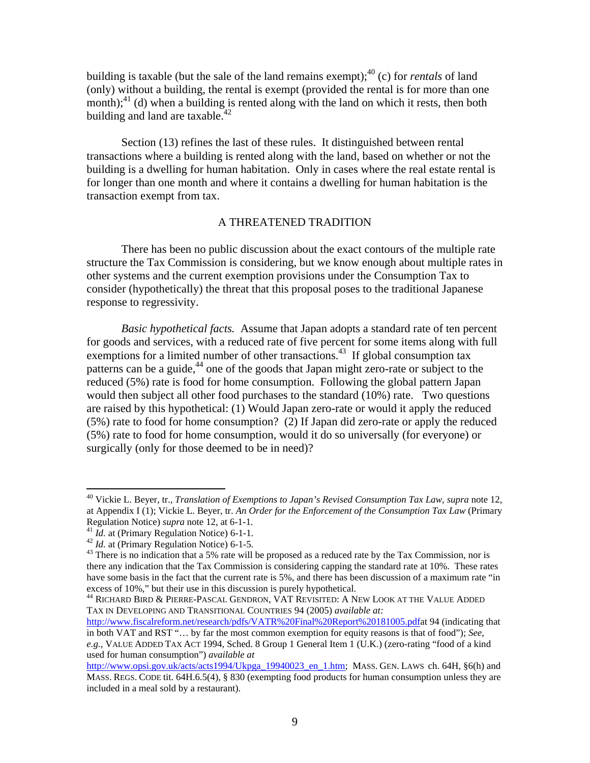building is taxable (but the sale of the land remains exempt);[40] (c) for *rentals* of land (only) without a building, the rental is exempt (provided the rental is for more than one month);[41] (d) when a building is rented along with the land on which it rests, then both building and land are taxable.[42]

Section (13) refines the last of these rules. It distinguished between rental transactions where a building is rented along with the land, based on whether or not the building is a dwelling for human habitation. Only in cases where the real estate rental is for longer than one month and where it contains a dwelling for human habitation is the transaction exempt from tax.

## A THREATENED TRADITION

There has been no public discussion about the exact contours of the multiple rate structure the Tax Commission is considering, but we know enough about multiple rates in other systems and the current exemption provisions under the Consumption Tax to consider (hypothetically) the threat that this proposal poses to the traditional Japanese response to regressivity.

*Basic hypothetical facts.* Assume that Japan adopts a standard rate of ten percent for goods and services, with a reduced rate of five percent for some items along with full exemptions for a limited number of other transactions.[43] If global consumption tax patterns can be a guide,[44] one of the goods that Japan might zero-rate or subject to the reduced (5%) rate is food for home consumption. Following the global pattern Japan would then subject all other food purchases to the standard (10%) rate. Two questions are raised by this hypothetical: (1) Would Japan zero-rate or would it apply the reduced (5%) rate to food for home consumption? (2) If Japan did zero-rate or apply the reduced (5%) rate to food for home consumption, would it do so universally (for everyone) or surgically (only for those deemed to be in need)?

---

[40] Vickie L. Beyer, tr., *Translation of Exemptions to Japan's Revised Consumption Tax Law*, *supra* note 12, at Appendix I (1); Vickie L. Beyer, tr. *An Order for the Enforcement of the Consumption Tax Law* (Primary Regulation Notice) *supra* note 12, at 6-1-1.

[41] *Id.* at (Primary Regulation Notice) 6-1-1.

[42] *Id.* at (Primary Regulation Notice) 6-1-5.

[43] There is no indication that a 5% rate will be proposed as a reduced rate by the Tax Commission, nor is there any indication that the Tax Commission is considering capping the standard rate at 10%. These rates have some basis in the fact that the current rate is 5%, and there has been discussion of a maximum rate "in excess of 10%," but their use in this discussion is purely hypothetical.

[44] RICHARD BIRD & PIERRE-PASCAL GENDRON, VAT REVISITED: A NEW LOOK AT THE VALUE ADDED TAX IN DEVELOPING AND TRANSITIONAL COUNTRIES 94 (2005) *available at:* http://www.fiscalreform.net/research/pdfs/VATR%20Final%20Report%20181005.pdfat 94 (indicating that in both VAT and RST "… by far the most common exemption for equity reasons is that of food"); *See, e.g.*, VALUE ADDED TAX ACT 1994, Sched. 8 Group 1 General Item 1 (U.K.) (zero-rating "food of a kind used for human consumption") *available at* http://www.opsi.gov.uk/acts/acts1994/Ukpga_19940023_en_1.htm; MASS. GEN. LAWS ch. 64H, §6(h) and MASS. REGS. CODE tit. 64H.6.5(4), § 830 (exempting food products for human consumption unless they are included in a meal sold by a restaurant).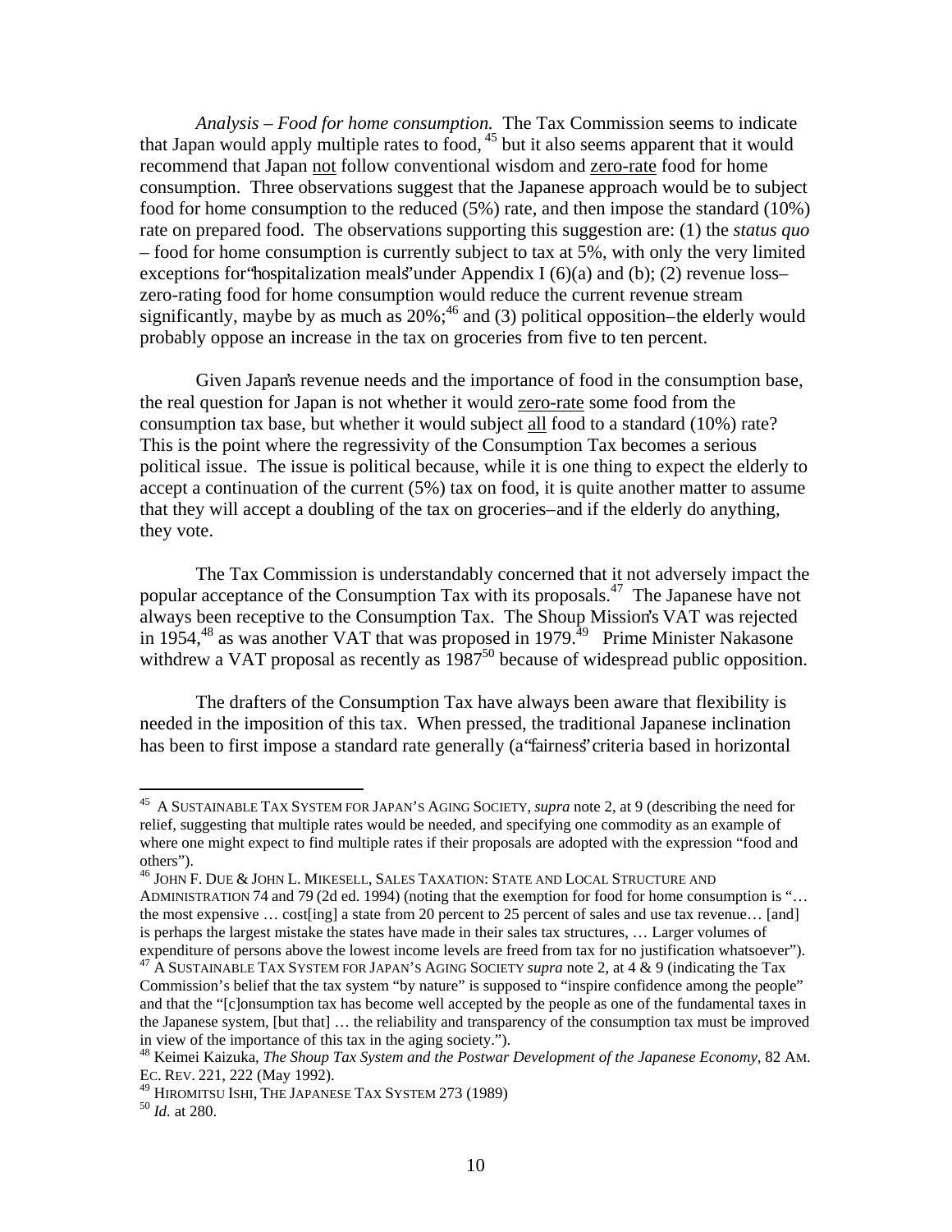*Analysis – Food for home consumption.* The Tax Commission seems to indicate that Japan would apply multiple rates to food, [45] but it also seems apparent that it would recommend that Japan not follow conventional wisdom and zero-rate food for home consumption. Three observations suggest that the Japanese approach would be to subject food for home consumption to the reduced (5%) rate, and then impose the standard (10%) rate on prepared food. The observations supporting this suggestion are: (1) the *status quo* – food for home consumption is currently subject to tax at 5%, with only the very limited exceptions for "hospitalization meals" under Appendix I (6)(a) and (b); (2) revenue loss– zero-rating food for home consumption would reduce the current revenue stream significantly, maybe by as much as 20%;[46] and (3) political opposition–the elderly would probably oppose an increase in the tax on groceries from five to ten percent.

Given Japan's revenue needs and the importance of food in the consumption base, the real question for Japan is not whether it would zero-rate some food from the consumption tax base, but whether it would subject all food to a standard (10%) rate? This is the point where the regressivity of the Consumption Tax becomes a serious political issue. The issue is political because, while it is one thing to expect the elderly to accept a continuation of the current (5%) tax on food, it is quite another matter to assume that they will accept a doubling of the tax on groceries–and if the elderly do anything, they vote.

The Tax Commission is understandably concerned that it not adversely impact the popular acceptance of the Consumption Tax with its proposals.[47] The Japanese have not always been receptive to the Consumption Tax. The Shoup Mission's VAT was rejected in 1954,[48] as was another VAT that was proposed in 1979.[49] Prime Minister Nakasone withdrew a VAT proposal as recently as 1987[50] because of widespread public opposition.

The drafters of the Consumption Tax have always been aware that flexibility is needed in the imposition of this tax. When pressed, the traditional Japanese inclination has been to first impose a standard rate generally (a "fairness" criteria based in horizontal

---

[45] A SUSTAINABLE TAX SYSTEM FOR JAPAN'S AGING SOCIETY, *supra* note 2, at 9 (describing the need for relief, suggesting that multiple rates would be needed, and specifying one commodity as an example of where one might expect to find multiple rates if their proposals are adopted with the expression "food and others").

[46] JOHN F. DUE & JOHN L. MIKESELL, SALES TAXATION: STATE AND LOCAL STRUCTURE AND ADMINISTRATION 74 and 79 (2d ed. 1994) (noting that the exemption for food for home consumption is "… the most expensive … cost[ing] a state from 20 percent to 25 percent of sales and use tax revenue… [and] is perhaps the largest mistake the states have made in their sales tax structures, … Larger volumes of expenditure of persons above the lowest income levels are freed from tax for no justification whatsoever").

[47] A SUSTAINABLE TAX SYSTEM FOR JAPAN'S AGING SOCIETY *supra* note 2, at 4 & 9 (indicating the Tax Commission's belief that the tax system "by nature" is supposed to "inspire confidence among the people" and that the "[c]onsumption tax has become well accepted by the people as one of the fundamental taxes in the Japanese system, [but that] … the reliability and transparency of the consumption tax must be improved in view of the importance of this tax in the aging society.").

[48] Keimei Kaizuka, *The Shoup Tax System and the Postwar Development of the Japanese Economy,* 82 AM. EC. REV. 221, 222 (May 1992).

[49] HIROMITSU ISHI, THE JAPANESE TAX SYSTEM 273 (1989)

[50] *Id.* at 280.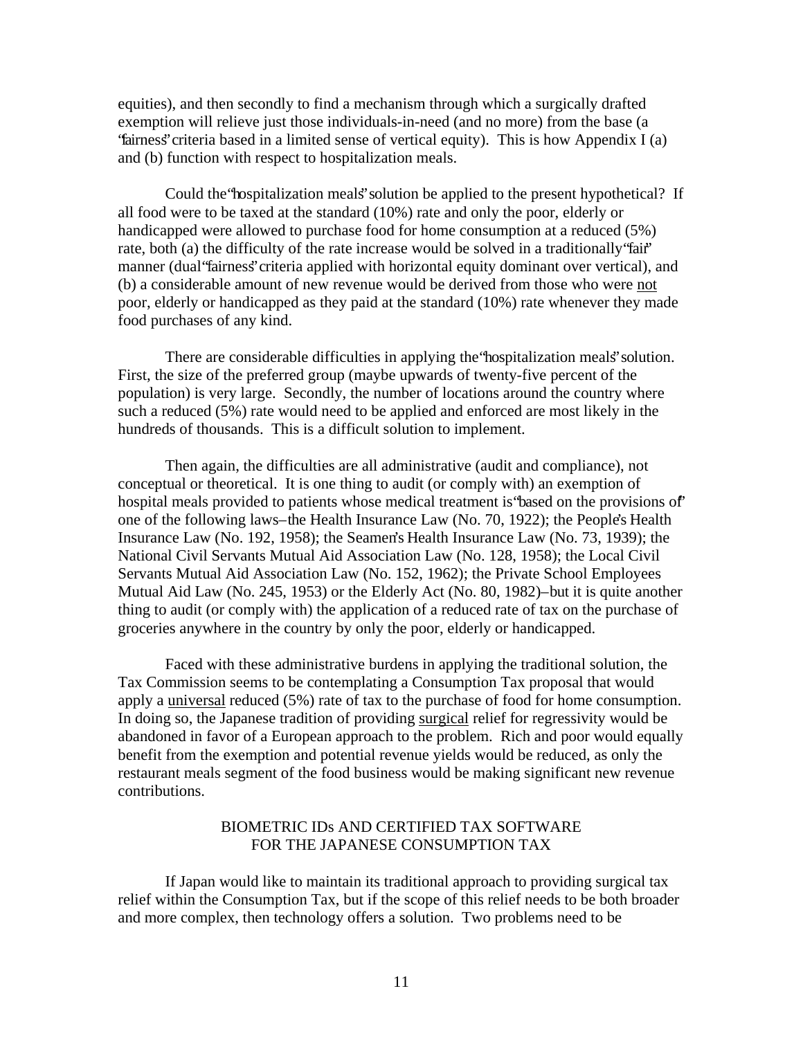equities), and then secondly to find a mechanism through which a surgically drafted exemption will relieve just those individuals-in-need (and no more) from the base (a "fairness" criteria based in a limited sense of vertical equity). This is how Appendix I (a) and (b) function with respect to hospitalization meals.

Could the "hospitalization meals" solution be applied to the present hypothetical? If all food were to be taxed at the standard (10%) rate and only the poor, elderly or handicapped were allowed to purchase food for home consumption at a reduced (5%) rate, both (a) the difficulty of the rate increase would be solved in a traditionally "fair" manner (dual "fairness" criteria applied with horizontal equity dominant over vertical), and (b) a considerable amount of new revenue would be derived from those who were <u>not</u> poor, elderly or handicapped as they paid at the standard (10%) rate whenever they made food purchases of any kind.

There are considerable difficulties in applying the "hospitalization meals" solution. First, the size of the preferred group (maybe upwards of twenty-five percent of the population) is very large. Secondly, the number of locations around the country where such a reduced (5%) rate would need to be applied and enforced are most likely in the hundreds of thousands. This is a difficult solution to implement.

Then again, the difficulties are all administrative (audit and compliance), not conceptual or theoretical. It is one thing to audit (or comply with) an exemption of hospital meals provided to patients whose medical treatment is "based on the provisions of" one of the following laws–the Health Insurance Law (No. 70, 1922); the People's Health Insurance Law (No. 192, 1958); the Seamen's Health Insurance Law (No. 73, 1939); the National Civil Servants Mutual Aid Association Law (No. 128, 1958); the Local Civil Servants Mutual Aid Association Law (No. 152, 1962); the Private School Employees Mutual Aid Law (No. 245, 1953) or the Elderly Act (No. 80, 1982)–but it is quite another thing to audit (or comply with) the application of a reduced rate of tax on the purchase of groceries anywhere in the country by only the poor, elderly or handicapped.

Faced with these administrative burdens in applying the traditional solution, the Tax Commission seems to be contemplating a Consumption Tax proposal that would apply a <u>universal</u> reduced (5%) rate of tax to the purchase of food for home consumption. In doing so, the Japanese tradition of providing <u>surgical</u> relief for regressivity would be abandoned in favor of a European approach to the problem. Rich and poor would equally benefit from the exemption and potential revenue yields would be reduced, as only the restaurant meals segment of the food business would be making significant new revenue contributions.

## BIOMETRIC IDs AND CERTIFIED TAX SOFTWARE FOR THE JAPANESE CONSUMPTION TAX

If Japan would like to maintain its traditional approach to providing surgical tax relief within the Consumption Tax, but if the scope of this relief needs to be both broader and more complex, then technology offers a solution. Two problems need to be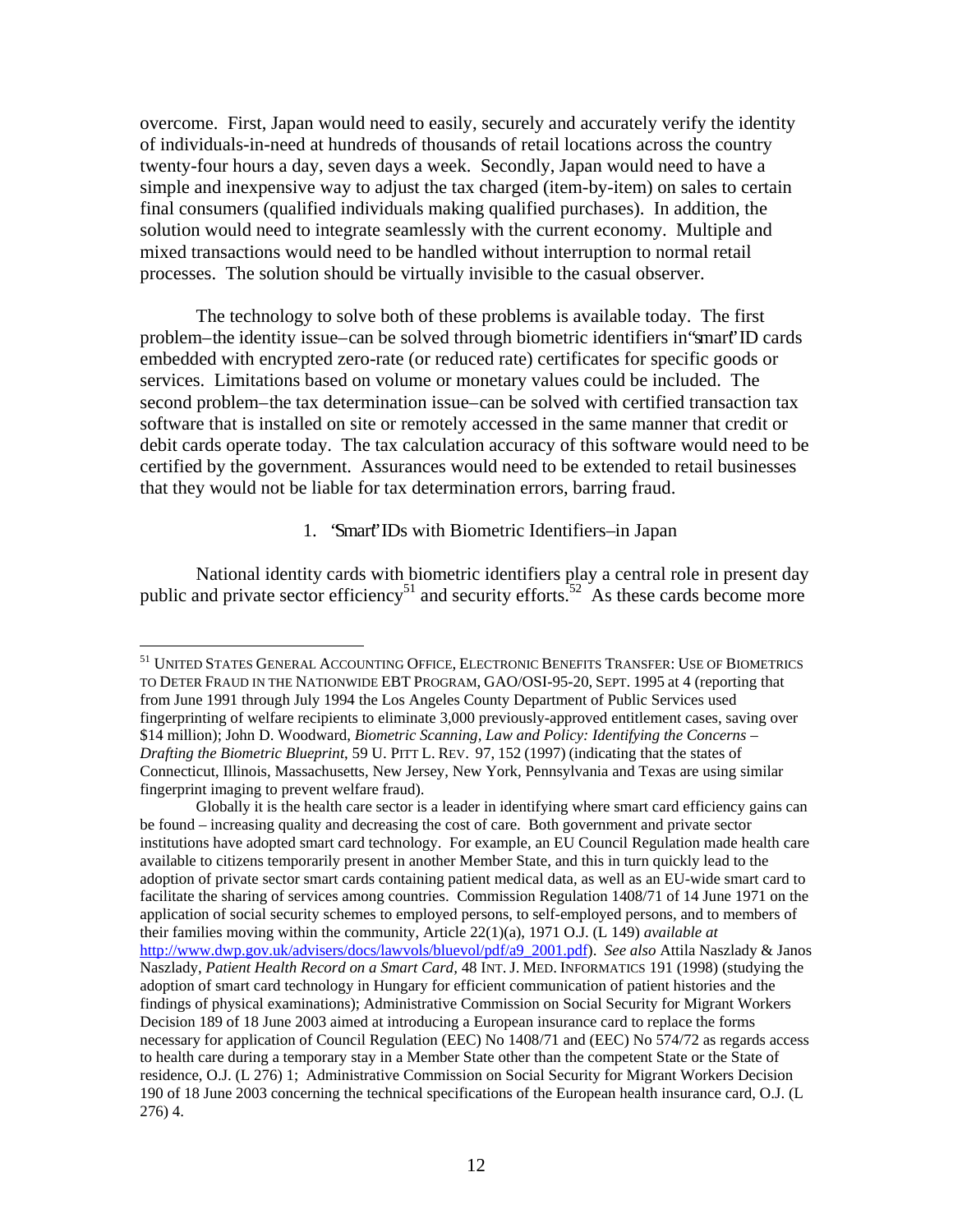overcome. First, Japan would need to easily, securely and accurately verify the identity of individuals-in-need at hundreds of thousands of retail locations across the country twenty-four hours a day, seven days a week. Secondly, Japan would need to have a simple and inexpensive way to adjust the tax charged (item-by-item) on sales to certain final consumers (qualified individuals making qualified purchases). In addition, the solution would need to integrate seamlessly with the current economy. Multiple and mixed transactions would need to be handled without interruption to normal retail processes. The solution should be virtually invisible to the casual observer.

The technology to solve both of these problems is available today. The first problem–the identity issue–can be solved through biometric identifiers in "smart" ID cards embedded with encrypted zero-rate (or reduced rate) certificates for specific goods or services. Limitations based on volume or monetary values could be included. The second problem–the tax determination issue–can be solved with certified transaction tax software that is installed on site or remotely accessed in the same manner that credit or debit cards operate today. The tax calculation accuracy of this software would need to be certified by the government. Assurances would need to be extended to retail businesses that they would not be liable for tax determination errors, barring fraud.

### 1. "Smart" IDs with Biometric Identifiers–in Japan

National identity cards with biometric identifiers play a central role in present day public and private sector efficiency[51] and security efforts.[52] As these cards become more

---

[51] UNITED STATES GENERAL ACCOUNTING OFFICE, ELECTRONIC BENEFITS TRANSFER: USE OF BIOMETRICS TO DETER FRAUD IN THE NATIONWIDE EBT PROGRAM, GAO/OSI-95-20, SEPT. 1995 at 4 (reporting that from June 1991 through July 1994 the Los Angeles County Department of Public Services used fingerprinting of welfare recipients to eliminate 3,000 previously-approved entitlement cases, saving over $14 million); John D. Woodward, *Biometric Scanning, Law and Policy: Identifying the Concerns – Drafting the Biometric Blueprint*, 59 U. PITT L. REV. 97, 152 (1997) (indicating that the states of Connecticut, Illinois, Massachusetts, New Jersey, New York, Pennsylvania and Texas are using similar fingerprint imaging to prevent welfare fraud).

Globally it is the health care sector is a leader in identifying where smart card efficiency gains can be found – increasing quality and decreasing the cost of care. Both government and private sector institutions have adopted smart card technology. For example, an EU Council Regulation made health care available to citizens temporarily present in another Member State, and this in turn quickly lead to the adoption of private sector smart cards containing patient medical data, as well as an EU-wide smart card to facilitate the sharing of services among countries. Commission Regulation 1408/71 of 14 June 1971 on the application of social security schemes to employed persons, to self-employed persons, and to members of their families moving within the community, Article 22(1)(a), 1971 O.J. (L 149) *available at* http://www.dwp.gov.uk/advisers/docs/lawvols/bluevol/pdf/a9_2001.pdf). *See also* Attila Naszlady & Janos Naszlady, *Patient Health Record on a Smart Card*, 48 INT. J. MED. INFORMATICS 191 (1998) (studying the adoption of smart card technology in Hungary for efficient communication of patient histories and the findings of physical examinations); Administrative Commission on Social Security for Migrant Workers Decision 189 of 18 June 2003 aimed at introducing a European insurance card to replace the forms necessary for application of Council Regulation (EEC) No 1408/71 and (EEC) No 574/72 as regards access to health care during a temporary stay in a Member State other than the competent State or the State of residence, O.J. (L 276) 1; Administrative Commission on Social Security for Migrant Workers Decision 190 of 18 June 2003 concerning the technical specifications of the European health insurance card, O.J. (L 276) 4.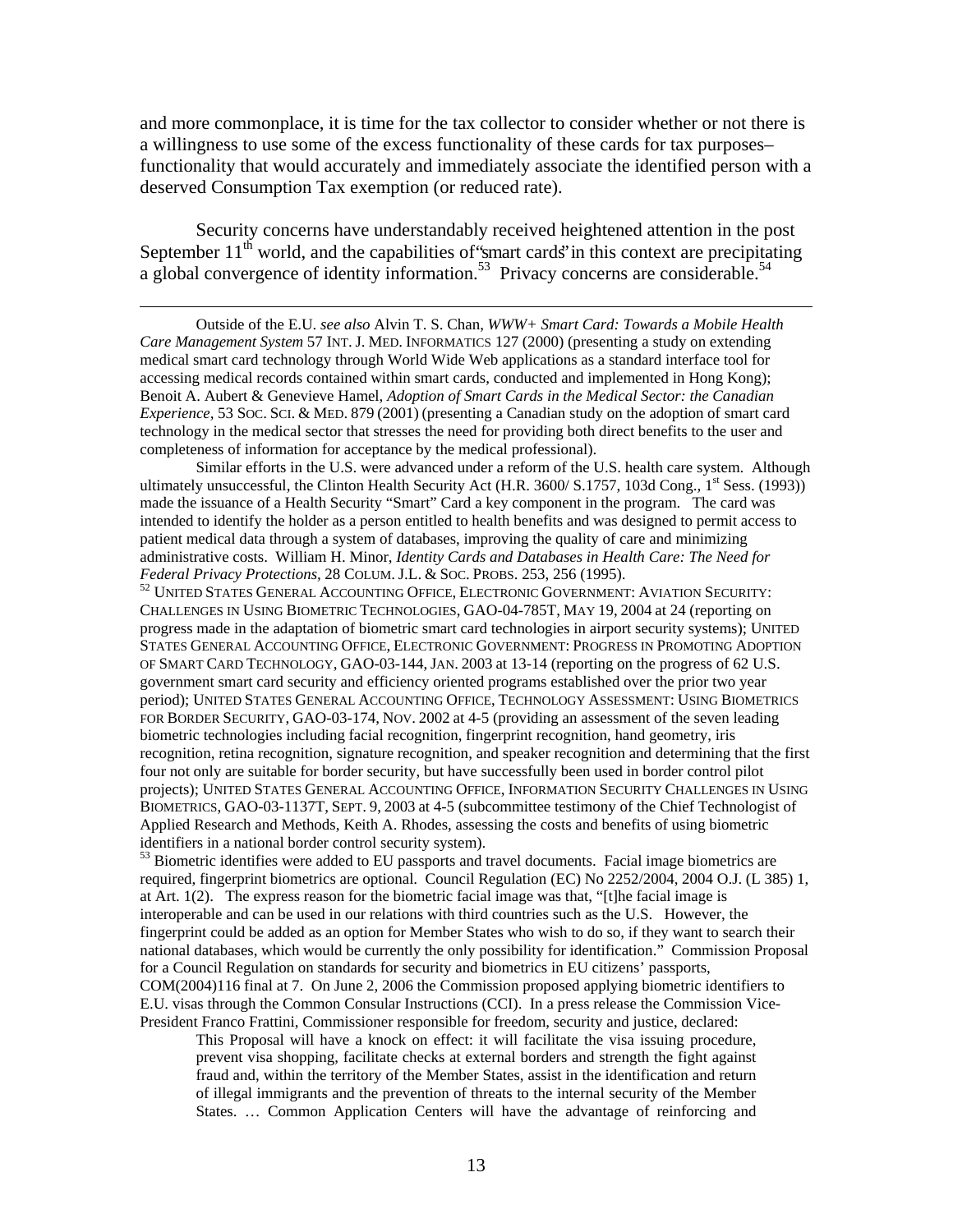and more commonplace, it is time for the tax collector to consider whether or not there is a willingness to use some of the excess functionality of these cards for tax purposes– functionality that would accurately and immediately associate the identified person with a deserved Consumption Tax exemption (or reduced rate).

Security concerns have understandably received heightened attention in the post September 11th world, and the capabilities of "smart cards" in this context are precipitating a global convergence of identity information.[53] Privacy concerns are considerable.[54]

---

Outside of the E.U. *see also* Alvin T. S. Chan, *WWW+ Smart Card: Towards a Mobile Health Care Management System* 57 INT. J. MED. INFORMATICS 127 (2000) (presenting a study on extending medical smart card technology through World Wide Web applications as a standard interface tool for accessing medical records contained within smart cards, conducted and implemented in Hong Kong); Benoit A. Aubert & Genevieve Hamel, *Adoption of Smart Cards in the Medical Sector: the Canadian Experience,* 53 SOC. SCI. & MED. 879 (2001) (presenting a Canadian study on the adoption of smart card technology in the medical sector that stresses the need for providing both direct benefits to the user and completeness of information for acceptance by the medical professional).

Similar efforts in the U.S. were advanced under a reform of the U.S. health care system. Although ultimately unsuccessful, the Clinton Health Security Act (H.R. 3600/ S.1757, 103d Cong., 1st Sess. (1993)) made the issuance of a Health Security "Smart" Card a key component in the program. The card was intended to identify the holder as a person entitled to health benefits and was designed to permit access to patient medical data through a system of databases, improving the quality of care and minimizing administrative costs. William H. Minor, *Identity Cards and Databases in Health Care: The Need for Federal Privacy Protections,* 28 COLUM. J.L. & SOC. PROBS. 253, 256 (1995).

[52] UNITED STATES GENERAL ACCOUNTING OFFICE, ELECTRONIC GOVERNMENT: AVIATION SECURITY: CHALLENGES IN USING BIOMETRIC TECHNOLOGIES, GAO-04-785T, MAY 19, 2004 at 24 (reporting on progress made in the adaptation of biometric smart card technologies in airport security systems); UNITED STATES GENERAL ACCOUNTING OFFICE, ELECTRONIC GOVERNMENT: PROGRESS IN PROMOTING ADOPTION OF SMART CARD TECHNOLOGY, GAO-03-144, JAN. 2003 at 13-14 (reporting on the progress of 62 U.S. government smart card security and efficiency oriented programs established over the prior two year period); UNITED STATES GENERAL ACCOUNTING OFFICE, TECHNOLOGY ASSESSMENT: USING BIOMETRICS FOR BORDER SECURITY, GAO-03-174, NOV. 2002 at 4-5 (providing an assessment of the seven leading biometric technologies including facial recognition, fingerprint recognition, hand geometry, iris recognition, retina recognition, signature recognition, and speaker recognition and determining that the first four not only are suitable for border security, but have successfully been used in border control pilot projects); UNITED STATES GENERAL ACCOUNTING OFFICE, INFORMATION SECURITY CHALLENGES IN USING BIOMETRICS, GAO-03-1137T, SEPT. 9, 2003 at 4-5 (subcommittee testimony of the Chief Technologist of Applied Research and Methods, Keith A. Rhodes, assessing the costs and benefits of using biometric identifiers in a national border control security system).

[53] Biometric identifies were added to EU passports and travel documents. Facial image biometrics are required, fingerprint biometrics are optional. Council Regulation (EC) No 2252/2004, 2004 O.J. (L 385) 1, at Art. 1(2). The express reason for the biometric facial image was that, "[t]he facial image is interoperable and can be used in our relations with third countries such as the U.S. However, the fingerprint could be added as an option for Member States who wish to do so, if they want to search their national databases, which would be currently the only possibility for identification." Commission Proposal for a Council Regulation on standards for security and biometrics in EU citizens' passports, COM(2004)116 final at 7. On June 2, 2006 the Commission proposed applying biometric identifiers to E.U. visas through the Common Consular Instructions (CCI). In a press release the Commission Vice-President Franco Frattini, Commissioner responsible for freedom, security and justice, declared:

> This Proposal will have a knock on effect: it will facilitate the visa issuing procedure, prevent visa shopping, facilitate checks at external borders and strength the fight against fraud and, within the territory of the Member States, assist in the identification and return of illegal immigrants and the prevention of threats to the internal security of the Member States. … Common Application Centers will have the advantage of reinforcing and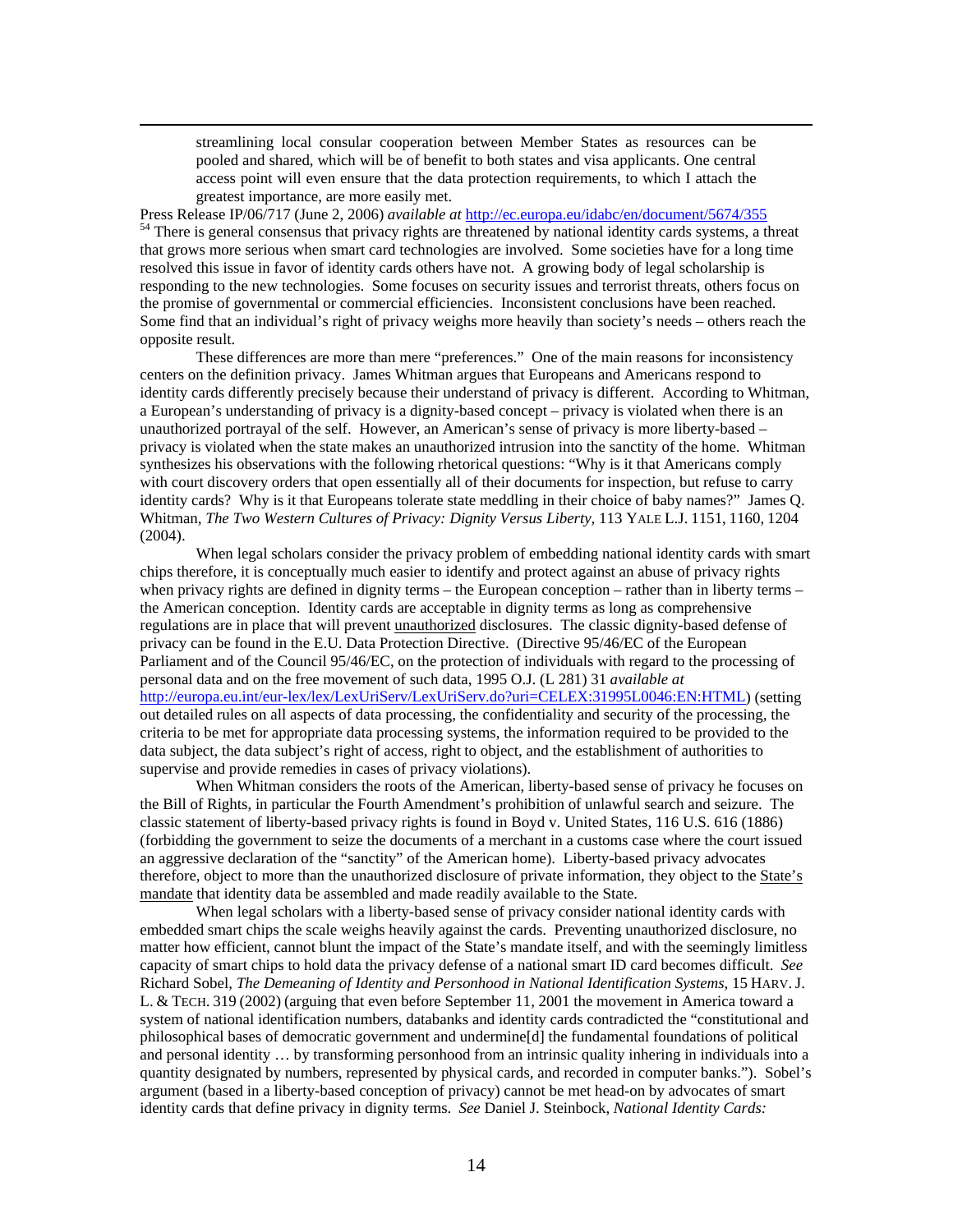> streamlining local consular cooperation between Member States as resources can be pooled and shared, which will be of benefit to both states and visa applicants. One central access point will even ensure that the data protection requirements, to which I attach the greatest importance, are more easily met.

Press Release IP/06/717 (June 2, 2006) *available at* http://ec.europa.eu/idabc/en/document/5674/355

[54] There is general consensus that privacy rights are threatened by national identity cards systems, a threat that grows more serious when smart card technologies are involved. Some societies have for a long time resolved this issue in favor of identity cards others have not. A growing body of legal scholarship is responding to the new technologies. Some focuses on security issues and terrorist threats, others focus on the promise of governmental or commercial efficiencies. Inconsistent conclusions have been reached. Some find that an individual's right of privacy weighs more heavily than society's needs – others reach the opposite result.

These differences are more than mere "preferences." One of the main reasons for inconsistency centers on the definition privacy. James Whitman argues that Europeans and Americans respond to identity cards differently precisely because their understand of privacy is different. According to Whitman, a European's understanding of privacy is a dignity-based concept – privacy is violated when there is an unauthorized portrayal of the self. However, an American's sense of privacy is more liberty-based – privacy is violated when the state makes an unauthorized intrusion into the sanctity of the home. Whitman synthesizes his observations with the following rhetorical questions: "Why is it that Americans comply with court discovery orders that open essentially all of their documents for inspection, but refuse to carry identity cards? Why is it that Europeans tolerate state meddling in their choice of baby names?" James Q. Whitman, *The Two Western Cultures of Privacy: Dignity Versus Liberty*, 113 YALE L.J. 1151, 1160, 1204 (2004).

When legal scholars consider the privacy problem of embedding national identity cards with smart chips therefore, it is conceptually much easier to identify and protect against an abuse of privacy rights when privacy rights are defined in dignity terms – the European conception – rather than in liberty terms – the American conception. Identity cards are acceptable in dignity terms as long as comprehensive regulations are in place that will prevent unauthorized disclosures. The classic dignity-based defense of privacy can be found in the E.U. Data Protection Directive. (Directive 95/46/EC of the European Parliament and of the Council 95/46/EC, on the protection of individuals with regard to the processing of personal data and on the free movement of such data, 1995 O.J. (L 281) 31 *available at* http://europa.eu.int/eur-lex/lex/LexUriServ/LexUriServ.do?uri=CELEX:31995L0046:EN:HTML) (setting out detailed rules on all aspects of data processing, the confidentiality and security of the processing, the criteria to be met for appropriate data processing systems, the information required to be provided to the data subject, the data subject's right of access, right to object, and the establishment of authorities to supervise and provide remedies in cases of privacy violations).

When Whitman considers the roots of the American, liberty-based sense of privacy he focuses on the Bill of Rights, in particular the Fourth Amendment's prohibition of unlawful search and seizure. The classic statement of liberty-based privacy rights is found in Boyd v. United States, 116 U.S. 616 (1886) (forbidding the government to seize the documents of a merchant in a customs case where the court issued an aggressive declaration of the "sanctity" of the American home). Liberty-based privacy advocates therefore, object to more than the unauthorized disclosure of private information, they object to the State's mandate that identity data be assembled and made readily available to the State.

When legal scholars with a liberty-based sense of privacy consider national identity cards with embedded smart chips the scale weighs heavily against the cards. Preventing unauthorized disclosure, no matter how efficient, cannot blunt the impact of the State's mandate itself, and with the seemingly limitless capacity of smart chips to hold data the privacy defense of a national smart ID card becomes difficult. *See* Richard Sobel, *The Demeaning of Identity and Personhood in National Identification Systems*, 15 HARV. J. L. & TECH. 319 (2002) (arguing that even before September 11, 2001 the movement in America toward a system of national identification numbers, databanks and identity cards contradicted the "constitutional and philosophical bases of democratic government and undermine[d] the fundamental foundations of political and personal identity … by transforming personhood from an intrinsic quality inhering in individuals into a quantity designated by numbers, represented by physical cards, and recorded in computer banks."). Sobel's argument (based in a liberty-based conception of privacy) cannot be met head-on by advocates of smart identity cards that define privacy in dignity terms. *See* Daniel J. Steinbock, *National Identity Cards:*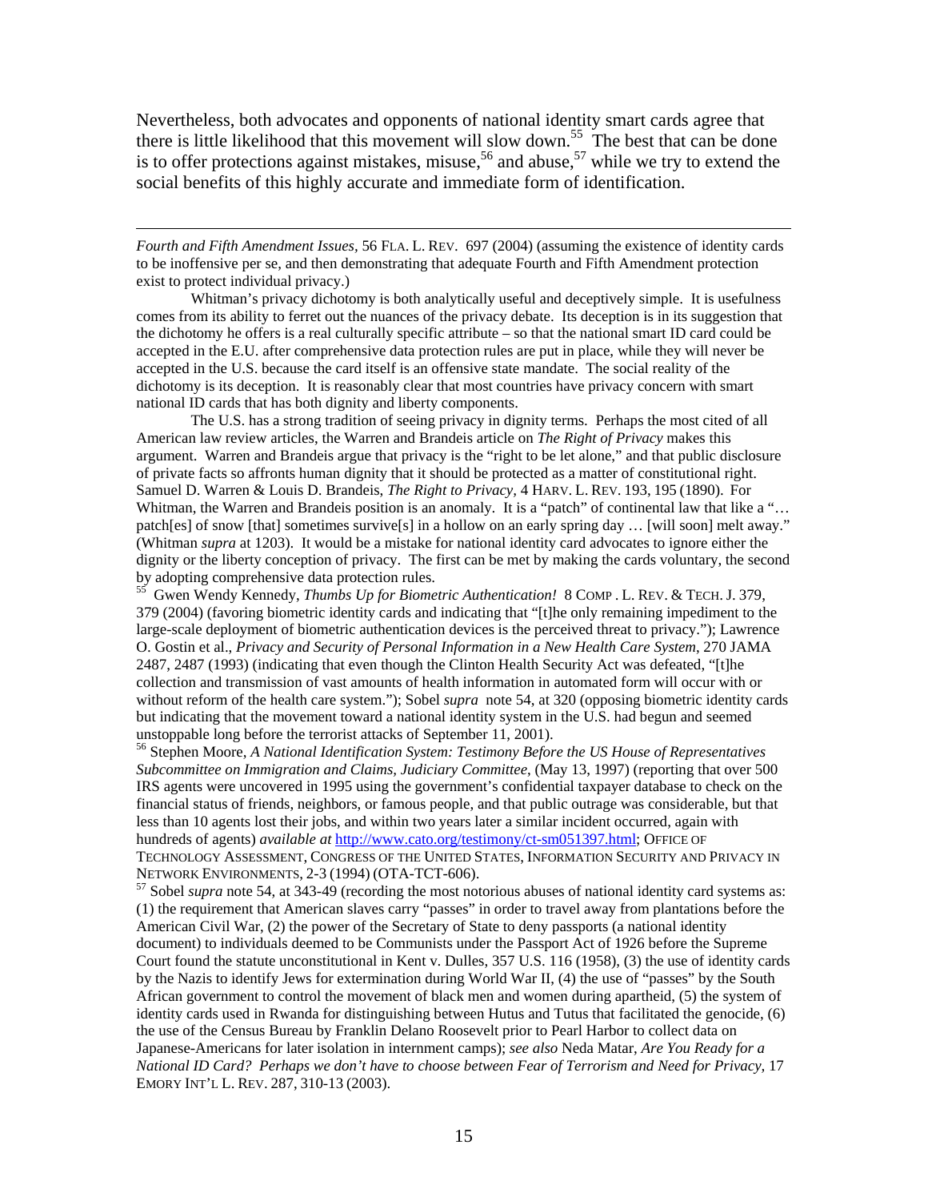Nevertheless, both advocates and opponents of national identity smart cards agree that there is little likelihood that this movement will slow down.[55] The best that can be done is to offer protections against mistakes, misuse,[56] and abuse,[57] while we try to extend the social benefits of this highly accurate and immediate form of identification.

---

*Fourth and Fifth Amendment Issues,* 56 FLA. L. REV. 697 (2004) (assuming the existence of identity cards to be inoffensive per se, and then demonstrating that adequate Fourth and Fifth Amendment protection exist to protect individual privacy.)

Whitman's privacy dichotomy is both analytically useful and deceptively simple. It is usefulness comes from its ability to ferret out the nuances of the privacy debate. Its deception is in its suggestion that the dichotomy he offers is a real culturally specific attribute – so that the national smart ID card could be accepted in the E.U. after comprehensive data protection rules are put in place, while they will never be accepted in the U.S. because the card itself is an offensive state mandate. The social reality of the dichotomy is its deception. It is reasonably clear that most countries have privacy concern with smart national ID cards that has both dignity and liberty components.

The U.S. has a strong tradition of seeing privacy in dignity terms. Perhaps the most cited of all American law review articles, the Warren and Brandeis article on *The Right of Privacy* makes this argument. Warren and Brandeis argue that privacy is the "right to be let alone," and that public disclosure of private facts so affronts human dignity that it should be protected as a matter of constitutional right. Samuel D. Warren & Louis D. Brandeis, *The Right to Privacy*, 4 HARV. L. REV. 193, 195 (1890). For Whitman, the Warren and Brandeis position is an anomaly. It is a "patch" of continental law that like a "… patch[es] of snow [that] sometimes survive[s] in a hollow on an early spring day … [will soon] melt away." (Whitman *supra* at 1203). It would be a mistake for national identity card advocates to ignore either the dignity or the liberty conception of privacy. The first can be met by making the cards voluntary, the second by adopting comprehensive data protection rules.

[55] Gwen Wendy Kennedy, *Thumbs Up for Biometric Authentication!* 8 COMP. L. REV. & TECH. J. 379, 379 (2004) (favoring biometric identity cards and indicating that "[t]he only remaining impediment to the large-scale deployment of biometric authentication devices is the perceived threat to privacy."); Lawrence O. Gostin et al., *Privacy and Security of Personal Information in a New Health Care System*, 270 JAMA 2487, 2487 (1993) (indicating that even though the Clinton Health Security Act was defeated, "[t]he collection and transmission of vast amounts of health information in automated form will occur with or without reform of the health care system."); Sobel *supra* note 54, at 320 (opposing biometric identity cards but indicating that the movement toward a national identity system in the U.S. had begun and seemed unstoppable long before the terrorist attacks of September 11, 2001).

[56] Stephen Moore, *A National Identification System: Testimony Before the US House of Representatives Subcommittee on Immigration and Claims, Judiciary Committee*, (May 13, 1997) (reporting that over 500 IRS agents were uncovered in 1995 using the government's confidential taxpayer database to check on the financial status of friends, neighbors, or famous people, and that public outrage was considerable, but that less than 10 agents lost their jobs, and within two years later a similar incident occurred, again with hundreds of agents) *available at* http://www.cato.org/testimony/ct-sm051397.html; OFFICE OF TECHNOLOGY ASSESSMENT, CONGRESS OF THE UNITED STATES, INFORMATION SECURITY AND PRIVACY IN NETWORK ENVIRONMENTS, 2-3 (1994) (OTA-TCT-606).

[57] Sobel *supra* note 54, at 343-49 (recording the most notorious abuses of national identity card systems as: (1) the requirement that American slaves carry "passes" in order to travel away from plantations before the American Civil War, (2) the power of the Secretary of State to deny passports (a national identity document) to individuals deemed to be Communists under the Passport Act of 1926 before the Supreme Court found the statute unconstitutional in Kent v. Dulles, 357 U.S. 116 (1958), (3) the use of identity cards by the Nazis to identify Jews for extermination during World War II, (4) the use of "passes" by the South African government to control the movement of black men and women during apartheid, (5) the system of identity cards used in Rwanda for distinguishing between Hutus and Tutus that facilitated the genocide, (6) the use of the Census Bureau by Franklin Delano Roosevelt prior to Pearl Harbor to collect data on Japanese-Americans for later isolation in internment camps); *see also* Neda Matar, *Are You Ready for a National ID Card? Perhaps we don't have to choose between Fear of Terrorism and Need for Privacy,* 17 EMORY INT'L L. REV. 287, 310-13 (2003).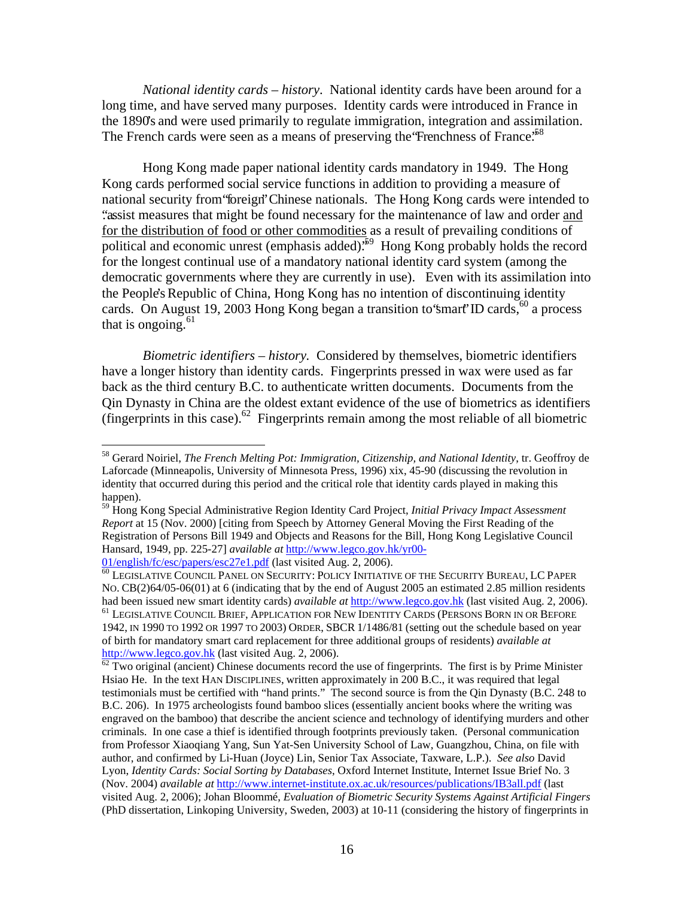*National identity cards – history*. National identity cards have been around for a long time, and have served many purposes. Identity cards were introduced in France in the 1890's and were used primarily to regulate immigration, integration and assimilation. The French cards were seen as a means of preserving the "Frenchness of France."[58]

Hong Kong made paper national identity cards mandatory in 1949. The Hong Kong cards performed social service functions in addition to providing a measure of national security from "foreign" Chinese nationals. The Hong Kong cards were intended to "assist measures that might be found necessary for the maintenance of law and order <u>and for the distribution of food or other commodities</u> as a result of prevailing conditions of political and economic unrest (emphasis added)."[59] Hong Kong probably holds the record for the longest continual use of a mandatory national identity card system (among the democratic governments where they are currently in use). Even with its assimilation into the People's Republic of China, Hong Kong has no intention of discontinuing identity cards. On August 19, 2003 Hong Kong began a transition to "smart" ID cards,[60] a process that is ongoing.[61]

*Biometric identifiers – history*. Considered by themselves, biometric identifiers have a longer history than identity cards. Fingerprints pressed in wax were used as far back as the third century B.C. to authenticate written documents. Documents from the Qin Dynasty in China are the oldest extant evidence of the use of biometrics as identifiers (fingerprints in this case).[62] Fingerprints remain among the most reliable of all biometric

---

[58] Gerard Noiriel, *The French Melting Pot: Immigration, Citizenship, and National Identity*, tr. Geoffroy de Laforcade (Minneapolis, University of Minnesota Press, 1996) xix, 45-90 (discussing the revolution in identity that occurred during this period and the critical role that identity cards played in making this happen).

[59] Hong Kong Special Administrative Region Identity Card Project, *Initial Privacy Impact Assessment Report* at 15 (Nov. 2000) [citing from Speech by Attorney General Moving the First Reading of the Registration of Persons Bill 1949 and Objects and Reasons for the Bill, Hong Kong Legislative Council Hansard, 1949, pp. 225-27] *available at* http://www.legco.gov.hk/yr00-01/english/fc/esc/papers/esc27e1.pdf (last visited Aug. 2, 2006).

[60] LEGISLATIVE COUNCIL PANEL ON SECURITY: POLICY INITIATIVE OF THE SECURITY BUREAU, LC PAPER NO. CB(2)64/05-06(01) at 6 (indicating that by the end of August 2005 an estimated 2.85 million residents had been issued new smart identity cards) *available at* http://www.legco.gov.hk (last visited Aug. 2, 2006).

[61] LEGISLATIVE COUNCIL BRIEF, APPLICATION FOR NEW IDENTITY CARDS (PERSONS BORN IN OR BEFORE 1942, IN 1990 TO 1992 OR 1997 TO 2003) ORDER, SBCR 1/1486/81 (setting out the schedule based on year of birth for mandatory smart card replacement for three additional groups of residents) *available at* http://www.legco.gov.hk (last visited Aug. 2, 2006).

[62] Two original (ancient) Chinese documents record the use of fingerprints. The first is by Prime Minister Hsiao He. In the text HAN DISCIPLINES, written approximately in 200 B.C., it was required that legal testimonials must be certified with "hand prints." The second source is from the Qin Dynasty (B.C. 248 to B.C. 206). In 1975 archeologists found bamboo slices (essentially ancient books where the writing was engraved on the bamboo) that describe the ancient science and technology of identifying murders and other criminals. In one case a thief is identified through footprints previously taken. (Personal communication from Professor Xiaoqiang Yang, Sun Yat-Sen University School of Law, Guangzhou, China, on file with author, and confirmed by Li-Huan (Joyce) Lin, Senior Tax Associate, Taxware, L.P.). *See also* David Lyon, *Identity Cards: Social Sorting by Databases*, Oxford Internet Institute, Internet Issue Brief No. 3 (Nov. 2004) *available at* http://www.internet-institute.ox.ac.uk/resources/publications/IB3all.pdf (last visited Aug. 2, 2006); Johan Bloommé, *Evaluation of Biometric Security Systems Against Artificial Fingers* (PhD dissertation, Linkoping University, Sweden, 2003) at 10-11 (considering the history of fingerprints in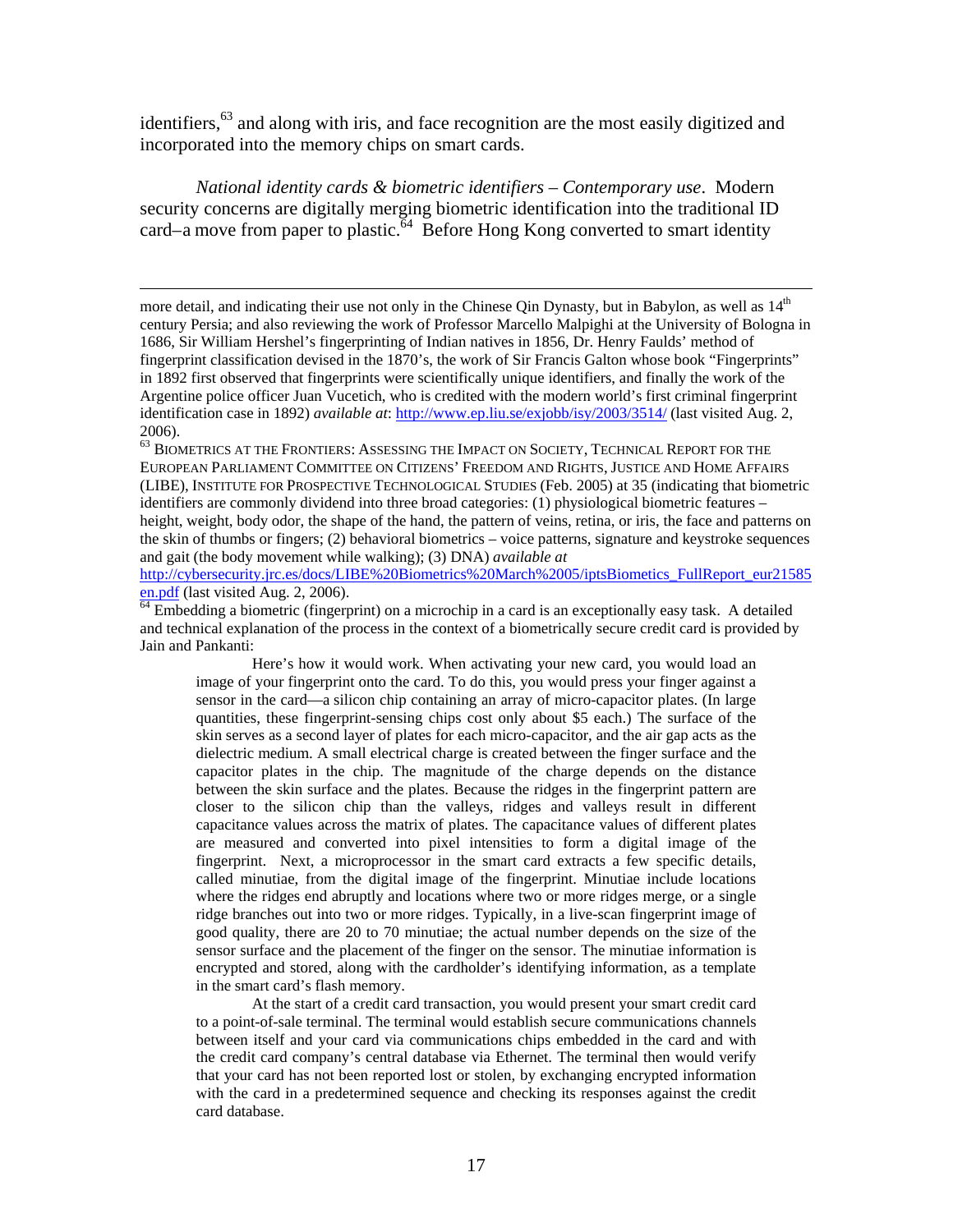identifiers,[63] and along with iris, and face recognition are the most easily digitized and incorporated into the memory chips on smart cards.

*National identity cards & biometric identifiers – Contemporary use*. Modern security concerns are digitally merging biometric identification into the traditional ID card–a move from paper to plastic.[64] Before Hong Kong converted to smart identity

---

more detail, and indicating their use not only in the Chinese Qin Dynasty, but in Babylon, as well as 14th century Persia; and also reviewing the work of Professor Marcello Malpighi at the University of Bologna in 1686, Sir William Hershel's fingerprinting of Indian natives in 1856, Dr. Henry Faulds' method of fingerprint classification devised in the 1870's, the work of Sir Francis Galton whose book "Fingerprints" in 1892 first observed that fingerprints were scientifically unique identifiers, and finally the work of the Argentine police officer Juan Vucetich, who is credited with the modern world's first criminal fingerprint identification case in 1892) *available at*: http://www.ep.liu.se/exjobb/isy/2003/3514/ (last visited Aug. 2, 2006).

[63] BIOMETRICS AT THE FRONTIERS: ASSESSING THE IMPACT ON SOCIETY, TECHNICAL REPORT FOR THE EUROPEAN PARLIAMENT COMMITTEE ON CITIZENS' FREEDOM AND RIGHTS, JUSTICE AND HOME AFFAIRS (LIBE), INSTITUTE FOR PROSPECTIVE TECHNOLOGICAL STUDIES (Feb. 2005) at 35 (indicating that biometric identifiers are commonly dividend into three broad categories: (1) physiological biometric features – height, weight, body odor, the shape of the hand, the pattern of veins, retina, or iris, the face and patterns on the skin of thumbs or fingers; (2) behavioral biometrics – voice patterns, signature and keystroke sequences and gait (the body movement while walking); (3) DNA) *available at* http://cybersecurity.jrc.es/docs/LIBE%20Biometrics%20March%2005/iptsBiometics_FullReport_eur21585en.pdf (last visited Aug. 2, 2006).

[64] Embedding a biometric (fingerprint) on a microchip in a card is an exceptionally easy task. A detailed and technical explanation of the process in the context of a biometrically secure credit card is provided by Jain and Pankanti:

> Here's how it would work. When activating your new card, you would load an image of your fingerprint onto the card. To do this, you would press your finger against a sensor in the card—a silicon chip containing an array of micro-capacitor plates. (In large quantities, these fingerprint-sensing chips cost only about $5 each.) The surface of the skin serves as a second layer of plates for each micro-capacitor, and the air gap acts as the dielectric medium. A small electrical charge is created between the finger surface and the capacitor plates in the chip. The magnitude of the charge depends on the distance between the skin surface and the plates. Because the ridges in the fingerprint pattern are closer to the silicon chip than the valleys, ridges and valleys result in different capacitance values across the matrix of plates. The capacitance values of different plates are measured and converted into pixel intensities to form a digital image of the fingerprint. Next, a microprocessor in the smart card extracts a few specific details, called minutiae, from the digital image of the fingerprint. Minutiae include locations where the ridges end abruptly and locations where two or more ridges merge, or a single ridge branches out into two or more ridges. Typically, in a live-scan fingerprint image of good quality, there are 20 to 70 minutiae; the actual number depends on the size of the sensor surface and the placement of the finger on the sensor. The minutiae information is encrypted and stored, along with the cardholder's identifying information, as a template in the smart card's flash memory.
>
> At the start of a credit card transaction, you would present your smart credit card to a point-of-sale terminal. The terminal would establish secure communications channels between itself and your card via communications chips embedded in the card and with the credit card company's central database via Ethernet. The terminal then would verify that your card has not been reported lost or stolen, by exchanging encrypted information with the card in a predetermined sequence and checking its responses against the credit card database.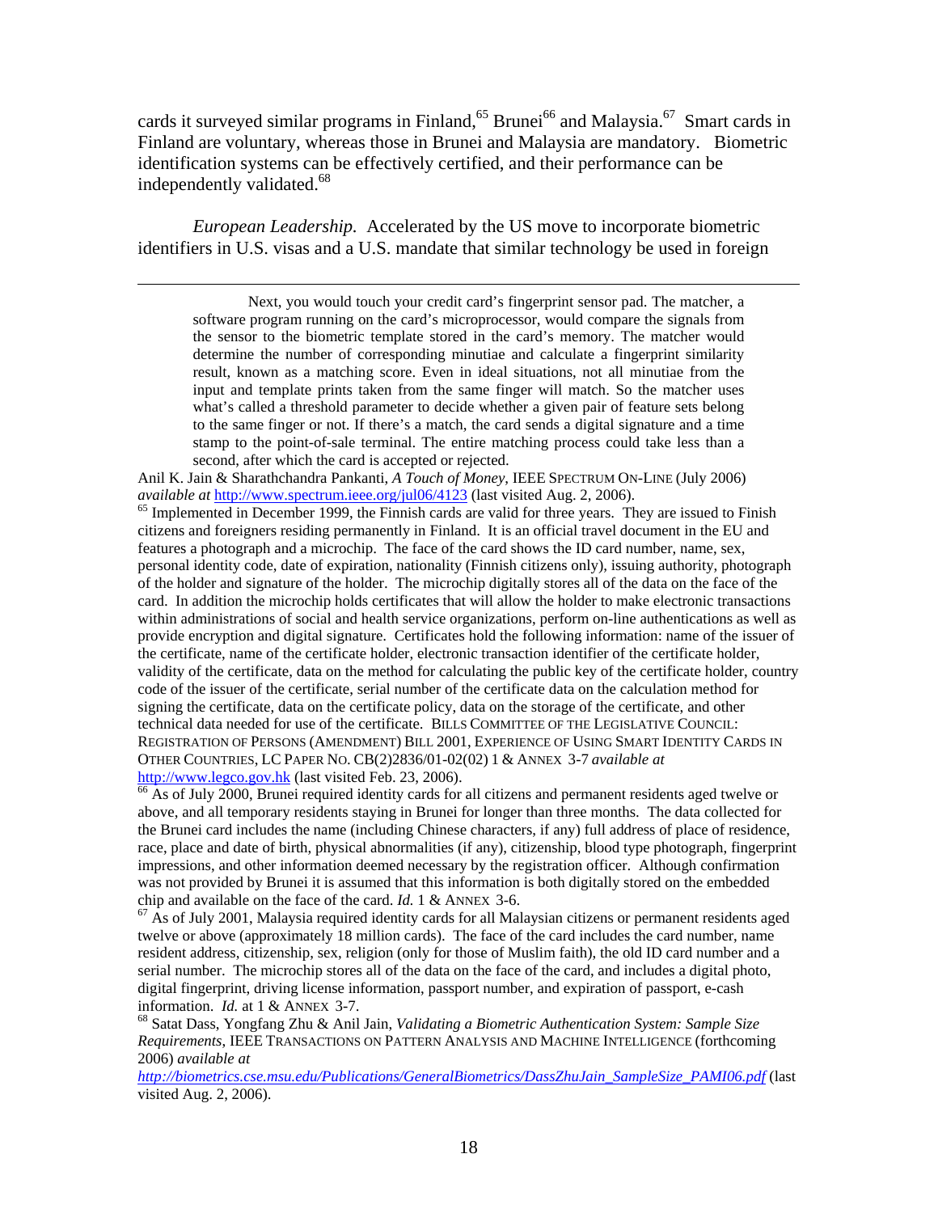cards it surveyed similar programs in Finland,[65] Brunei[66] and Malaysia.[67] Smart cards in Finland are voluntary, whereas those in Brunei and Malaysia are mandatory. Biometric identification systems can be effectively certified, and their performance can be independently validated.[68]

*European Leadership.* Accelerated by the US move to incorporate biometric identifiers in U.S. visas and a U.S. mandate that similar technology be used in foreign

---

> Next, you would touch your credit card's fingerprint sensor pad. The matcher, a software program running on the card's microprocessor, would compare the signals from the sensor to the biometric template stored in the card's memory. The matcher would determine the number of corresponding minutiae and calculate a fingerprint similarity result, known as a matching score. Even in ideal situations, not all minutiae from the input and template prints taken from the same finger will match. So the matcher uses what's called a threshold parameter to decide whether a given pair of feature sets belong to the same finger or not. If there's a match, the card sends a digital signature and a time stamp to the point-of-sale terminal. The entire matching process could take less than a second, after which the card is accepted or rejected.

Anil K. Jain & Sharathchandra Pankanti, *A Touch of Money*, IEEE SPECTRUM ON-LINE (July 2006) *available at* http://www.spectrum.ieee.org/jul06/4123 (last visited Aug. 2, 2006).

[65] Implemented in December 1999, the Finnish cards are valid for three years. They are issued to Finish citizens and foreigners residing permanently in Finland. It is an official travel document in the EU and features a photograph and a microchip. The face of the card shows the ID card number, name, sex, personal identity code, date of expiration, nationality (Finnish citizens only), issuing authority, photograph of the holder and signature of the holder. The microchip digitally stores all of the data on the face of the card. In addition the microchip holds certificates that will allow the holder to make electronic transactions within administrations of social and health service organizations, perform on-line authentications as well as provide encryption and digital signature. Certificates hold the following information: name of the issuer of the certificate, name of the certificate holder, electronic transaction identifier of the certificate holder, validity of the certificate, data on the method for calculating the public key of the certificate holder, country code of the issuer of the certificate, serial number of the certificate data on the calculation method for signing the certificate, data on the certificate policy, data on the storage of the certificate, and other technical data needed for use of the certificate. BILLS COMMITTEE OF THE LEGISLATIVE COUNCIL: REGISTRATION OF PERSONS (AMENDMENT) BILL 2001, EXPERIENCE OF USING SMART IDENTITY CARDS IN OTHER COUNTRIES, LC PAPER NO. CB(2)2836/01-02(02) 1 & ANNEX 3-7 *available at* http://www.legco.gov.hk (last visited Feb. 23, 2006).

[66] As of July 2000, Brunei required identity cards for all citizens and permanent residents aged twelve or above, and all temporary residents staying in Brunei for longer than three months. The data collected for the Brunei card includes the name (including Chinese characters, if any) full address of place of residence, race, place and date of birth, physical abnormalities (if any), citizenship, blood type photograph, fingerprint impressions, and other information deemed necessary by the registration officer. Although confirmation was not provided by Brunei it is assumed that this information is both digitally stored on the embedded chip and available on the face of the card. *Id.* 1 & ANNEX 3-6.

[67] As of July 2001, Malaysia required identity cards for all Malaysian citizens or permanent residents aged twelve or above (approximately 18 million cards). The face of the card includes the card number, name resident address, citizenship, sex, religion (only for those of Muslim faith), the old ID card number and a serial number. The microchip stores all of the data on the face of the card, and includes a digital photo, digital fingerprint, driving license information, passport number, and expiration of passport, e-cash information. *Id.* at 1 & ANNEX 3-7.

[68] Satat Dass, Yongfang Zhu & Anil Jain, *Validating a Biometric Authentication System: Sample Size Requirements*, IEEE TRANSACTIONS ON PATTERN ANALYSIS AND MACHINE INTELLIGENCE (forthcoming 2006) *available at* *http://biometrics.cse.msu.edu/Publications/GeneralBiometrics/DassZhuJain_SampleSize_PAMI06.pdf* (last visited Aug. 2, 2006).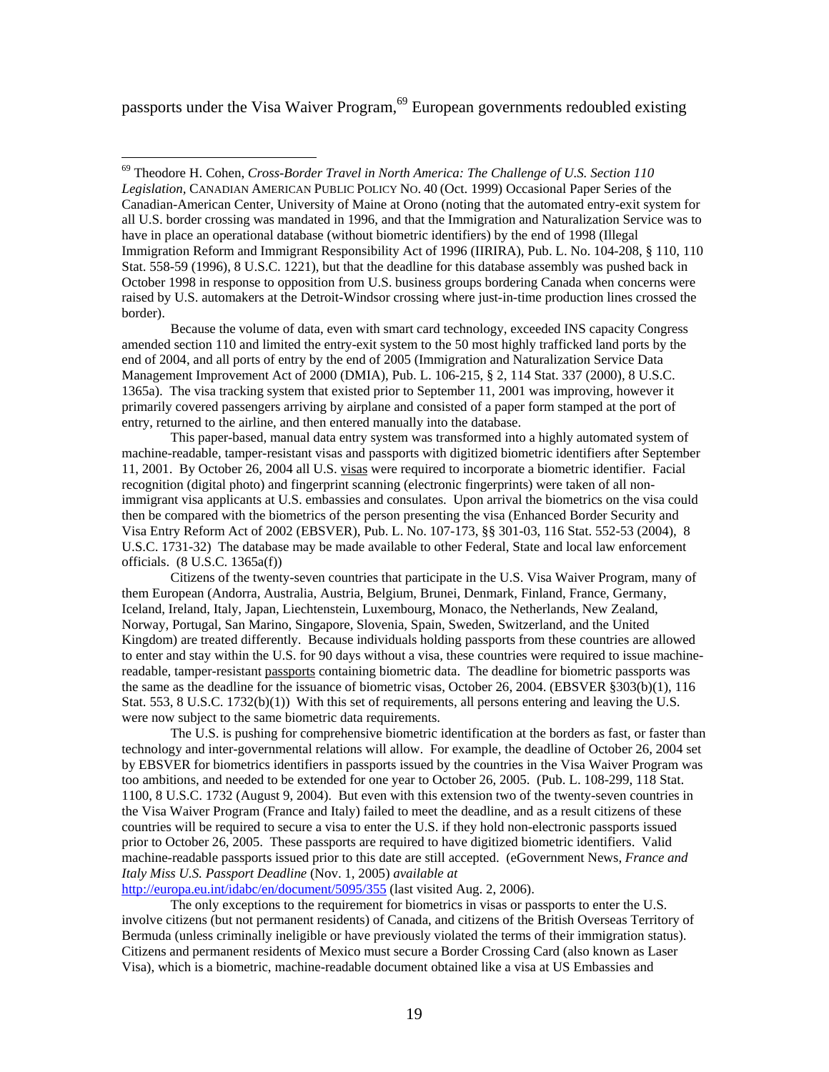passports under the Visa Waiver Program,[69] European governments redoubled existing

---

[69] Theodore H. Cohen, *Cross-Border Travel in North America: The Challenge of U.S. Section 110 Legislation*, CANADIAN AMERICAN PUBLIC POLICY NO. 40 (Oct. 1999) Occasional Paper Series of the Canadian-American Center, University of Maine at Orono (noting that the automated entry-exit system for all U.S. border crossing was mandated in 1996, and that the Immigration and Naturalization Service was to have in place an operational database (without biometric identifiers) by the end of 1998 (Illegal Immigration Reform and Immigrant Responsibility Act of 1996 (IIRIRA), Pub. L. No. 104-208, § 110, 110 Stat. 558-59 (1996), 8 U.S.C. 1221), but that the deadline for this database assembly was pushed back in October 1998 in response to opposition from U.S. business groups bordering Canada when concerns were raised by U.S. automakers at the Detroit-Windsor crossing where just-in-time production lines crossed the border).

Because the volume of data, even with smart card technology, exceeded INS capacity Congress amended section 110 and limited the entry-exit system to the 50 most highly trafficked land ports by the end of 2004, and all ports of entry by the end of 2005 (Immigration and Naturalization Service Data Management Improvement Act of 2000 (DMIA), Pub. L. 106-215, § 2, 114 Stat. 337 (2000), 8 U.S.C. 1365a). The visa tracking system that existed prior to September 11, 2001 was improving, however it primarily covered passengers arriving by airplane and consisted of a paper form stamped at the port of entry, returned to the airline, and then entered manually into the database.

This paper-based, manual data entry system was transformed into a highly automated system of machine-readable, tamper-resistant visas and passports with digitized biometric identifiers after September 11, 2001. By October 26, 2004 all U.S. visas were required to incorporate a biometric identifier. Facial recognition (digital photo) and fingerprint scanning (electronic fingerprints) were taken of all non-immigrant visa applicants at U.S. embassies and consulates. Upon arrival the biometrics on the visa could then be compared with the biometrics of the person presenting the visa (Enhanced Border Security and Visa Entry Reform Act of 2002 (EBSVER), Pub. L. No. 107-173, §§ 301-03, 116 Stat. 552-53 (2004), 8 U.S.C. 1731-32) The database may be made available to other Federal, State and local law enforcement officials. (8 U.S.C. 1365a(f))

Citizens of the twenty-seven countries that participate in the U.S. Visa Waiver Program, many of them European (Andorra, Australia, Austria, Belgium, Brunei, Denmark, Finland, France, Germany, Iceland, Ireland, Italy, Japan, Liechtenstein, Luxembourg, Monaco, the Netherlands, New Zealand, Norway, Portugal, San Marino, Singapore, Slovenia, Spain, Sweden, Switzerland, and the United Kingdom) are treated differently. Because individuals holding passports from these countries are allowed to enter and stay within the U.S. for 90 days without a visa, these countries were required to issue machine-readable, tamper-resistant passports containing biometric data. The deadline for biometric passports was the same as the deadline for the issuance of biometric visas, October 26, 2004. (EBSVER §303(b)(1), 116 Stat. 553, 8 U.S.C. 1732(b)(1)) With this set of requirements, all persons entering and leaving the U.S. were now subject to the same biometric data requirements.

The U.S. is pushing for comprehensive biometric identification at the borders as fast, or faster than technology and inter-governmental relations will allow. For example, the deadline of October 26, 2004 set by EBSVER for biometrics identifiers in passports issued by the countries in the Visa Waiver Program was too ambitions, and needed to be extended for one year to October 26, 2005. (Pub. L. 108-299, 118 Stat. 1100, 8 U.S.C. 1732 (August 9, 2004). But even with this extension two of the twenty-seven countries in the Visa Waiver Program (France and Italy) failed to meet the deadline, and as a result citizens of these countries will be required to secure a visa to enter the U.S. if they hold non-electronic passports issued prior to October 26, 2005. These passports are required to have digitized biometric identifiers. Valid machine-readable passports issued prior to this date are still accepted. (eGovernment News, *France and Italy Miss U.S. Passport Deadline* (Nov. 1, 2005) *available at* http://europa.eu.int/idabc/en/document/5095/355 (last visited Aug. 2, 2006).

The only exceptions to the requirement for biometrics in visas or passports to enter the U.S. involve citizens (but not permanent residents) of Canada, and citizens of the British Overseas Territory of Bermuda (unless criminally ineligible or have previously violated the terms of their immigration status). Citizens and permanent residents of Mexico must secure a Border Crossing Card (also known as Laser Visa), which is a biometric, machine-readable document obtained like a visa at US Embassies and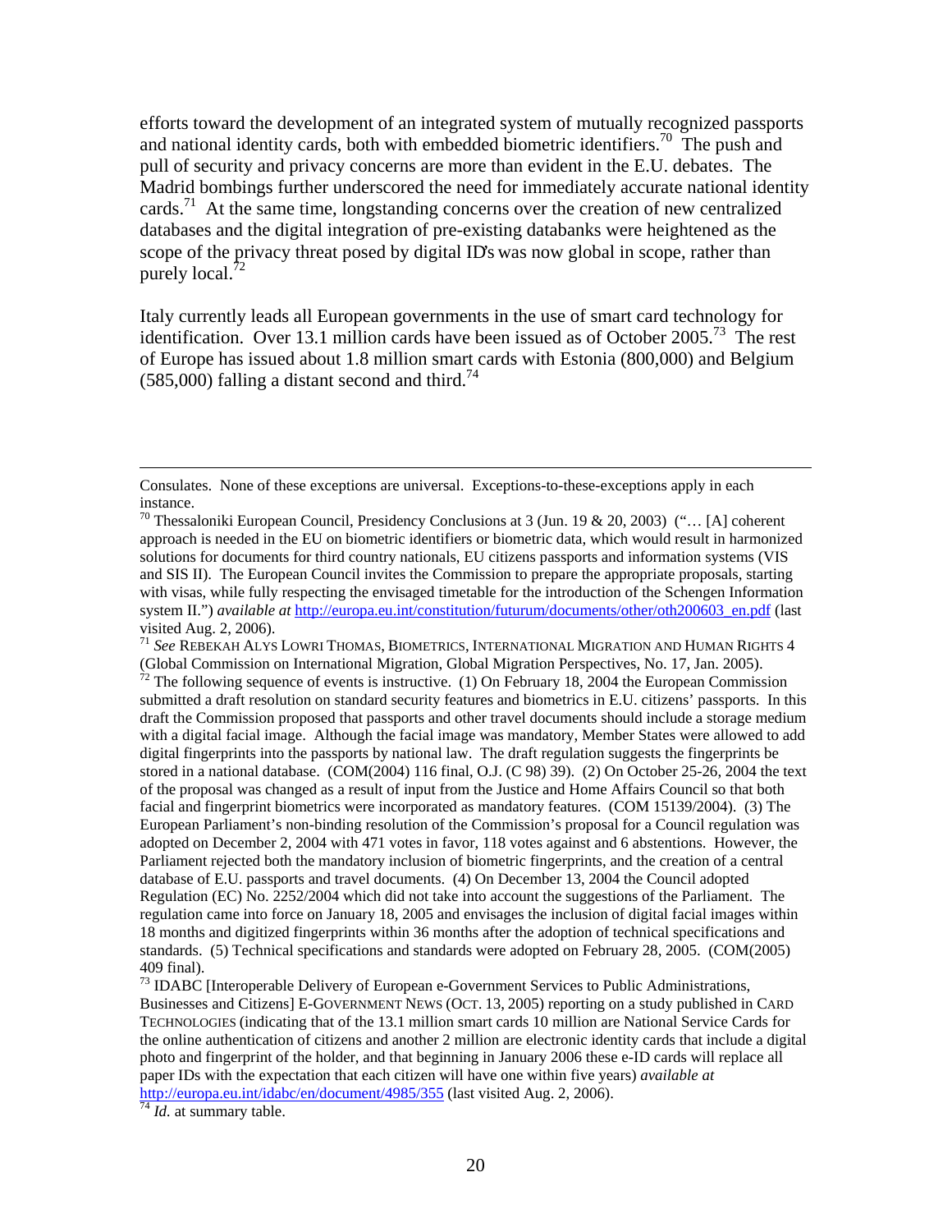efforts toward the development of an integrated system of mutually recognized passports and national identity cards, both with embedded biometric identifiers.[70] The push and pull of security and privacy concerns are more than evident in the E.U. debates. The Madrid bombings further underscored the need for immediately accurate national identity cards.[71] At the same time, longstanding concerns over the creation of new centralized databases and the digital integration of pre-existing databanks were heightened as the scope of the privacy threat posed by digital ID's was now global in scope, rather than purely local.[72]

Italy currently leads all European governments in the use of smart card technology for identification. Over 13.1 million cards have been issued as of October 2005.[73] The rest of Europe has issued about 1.8 million smart cards with Estonia (800,000) and Belgium (585,000) falling a distant second and third.[74]

---

Consulates. None of these exceptions are universal. Exceptions-to-these-exceptions apply in each instance.

[70] Thessaloniki European Council, Presidency Conclusions at 3 (Jun. 19 & 20, 2003) ("… [A] coherent approach is needed in the EU on biometric identifiers or biometric data, which would result in harmonized solutions for documents for third country nationals, EU citizens passports and information systems (VIS and SIS II). The European Council invites the Commission to prepare the appropriate proposals, starting with visas, while fully respecting the envisaged timetable for the introduction of the Schengen Information system II.") *available at* http://europa.eu.int/constitution/futurum/documents/other/oth200603_en.pdf (last visited Aug. 2, 2006).

[71] *See* REBEKAH ALYS LOWRI THOMAS, BIOMETRICS, INTERNATIONAL MIGRATION AND HUMAN RIGHTS 4 (Global Commission on International Migration, Global Migration Perspectives, No. 17, Jan. 2005).

[72] The following sequence of events is instructive. (1) On February 18, 2004 the European Commission submitted a draft resolution on standard security features and biometrics in E.U. citizens' passports. In this draft the Commission proposed that passports and other travel documents should include a storage medium with a digital facial image. Although the facial image was mandatory, Member States were allowed to add digital fingerprints into the passports by national law. The draft regulation suggests the fingerprints be stored in a national database. (COM(2004) 116 final, O.J. (C 98) 39). (2) On October 25-26, 2004 the text of the proposal was changed as a result of input from the Justice and Home Affairs Council so that both facial and fingerprint biometrics were incorporated as mandatory features. (COM 15139/2004). (3) The European Parliament's non-binding resolution of the Commission's proposal for a Council regulation was adopted on December 2, 2004 with 471 votes in favor, 118 votes against and 6 abstentions. However, the Parliament rejected both the mandatory inclusion of biometric fingerprints, and the creation of a central database of E.U. passports and travel documents. (4) On December 13, 2004 the Council adopted Regulation (EC) No. 2252/2004 which did not take into account the suggestions of the Parliament. The regulation came into force on January 18, 2005 and envisages the inclusion of digital facial images within 18 months and digitized fingerprints within 36 months after the adoption of technical specifications and standards. (5) Technical specifications and standards were adopted on February 28, 2005. (COM(2005) 409 final).

[73] IDABC [Interoperable Delivery of European e-Government Services to Public Administrations, Businesses and Citizens] E-GOVERNMENT NEWS (OCT. 13, 2005) reporting on a study published in CARD TECHNOLOGIES (indicating that of the 13.1 million smart cards 10 million are National Service Cards for the online authentication of citizens and another 2 million are electronic identity cards that include a digital photo and fingerprint of the holder, and that beginning in January 2006 these e-ID cards will replace all paper IDs with the expectation that each citizen will have one within five years) *available at* http://europa.eu.int/idabc/en/document/4985/355 (last visited Aug. 2, 2006).

[74] *Id.* at summary table.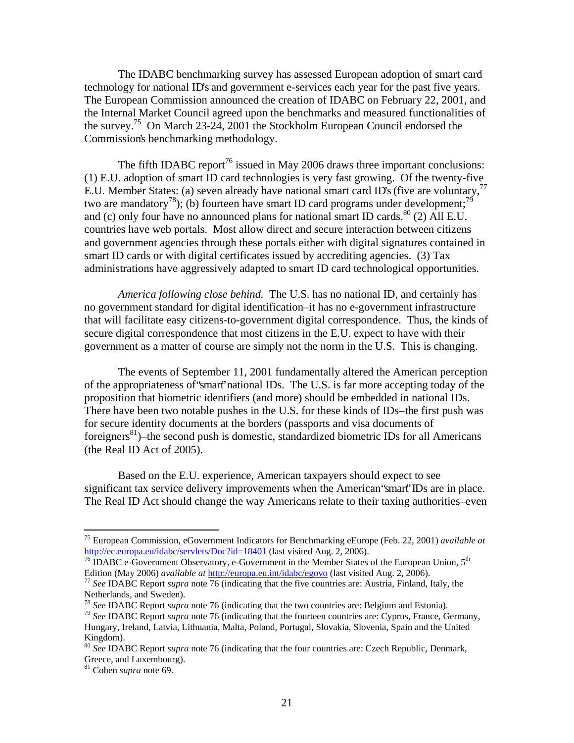The IDABC benchmarking survey has assessed European adoption of smart card technology for national ID's and government e-services each year for the past five years. The European Commission announced the creation of IDABC on February 22, 2001, and the Internal Market Council agreed upon the benchmarks and measured functionalities of the survey.[75] On March 23-24, 2001 the Stockholm European Council endorsed the Commission's benchmarking methodology.

The fifth IDABC report[76] issued in May 2006 draws three important conclusions: (1) E.U. adoption of smart ID card technologies is very fast growing. Of the twenty-five E.U. Member States: (a) seven already have national smart card ID's (five are voluntary,[77] two are mandatory[78]); (b) fourteen have smart ID card programs under development;[79] and (c) only four have no announced plans for national smart ID cards.[80] (2) All E.U. countries have web portals. Most allow direct and secure interaction between citizens and government agencies through these portals either with digital signatures contained in smart ID cards or with digital certificates issued by accrediting agencies. (3) Tax administrations have aggressively adapted to smart ID card technological opportunities.

*America following close behind.* The U.S. has no national ID, and certainly has no government standard for digital identification–it has no e-government infrastructure that will facilitate easy citizens-to-government digital correspondence. Thus, the kinds of secure digital correspondence that most citizens in the E.U. expect to have with their government as a matter of course are simply not the norm in the U.S. This is changing.

The events of September 11, 2001 fundamentally altered the American perception of the appropriateness of "smart" national IDs. The U.S. is far more accepting today of the proposition that biometric identifiers (and more) should be embedded in national IDs. There have been two notable pushes in the U.S. for these kinds of IDs–the first push was for secure identity documents at the borders (passports and visa documents of foreigners[81])–the second push is domestic, standardized biometric IDs for all Americans (the Real ID Act of 2005).

Based on the E.U. experience, American taxpayers should expect to see significant tax service delivery improvements when the American "smart" IDs are in place. The Real ID Act should change the way Americans relate to their taxing authorities–even

---

[75] European Commission, eGovernment Indicators for Benchmarking eEurope (Feb. 22, 2001) *available at* http://ec.europa.eu/idabc/servlets/Doc?id=18401 (last visited Aug. 2, 2006).

[76] IDABC e-Government Observatory, e-Government in the Member States of the European Union, 5th Edition (May 2006) *available at* http://europa.eu.int/idabc/egovo (last visited Aug. 2, 2006).

[77] *See* IDABC Report *supra* note 76 (indicating that the five countries are: Austria, Finland, Italy, the Netherlands, and Sweden).

[78] *See* IDABC Report *supra* note 76 (indicating that the two countries are: Belgium and Estonia).

[79] *See* IDABC Report *supra* note 76 (indicating that the fourteen countries are: Cyprus, France, Germany, Hungary, Ireland, Latvia, Lithuania, Malta, Poland, Portugal, Slovakia, Slovenia, Spain and the United Kingdom).

[80] *See* IDABC Report *supra* note 76 (indicating that the four countries are: Czech Republic, Denmark, Greece, and Luxembourg).

[81] Cohen *supra* note 69.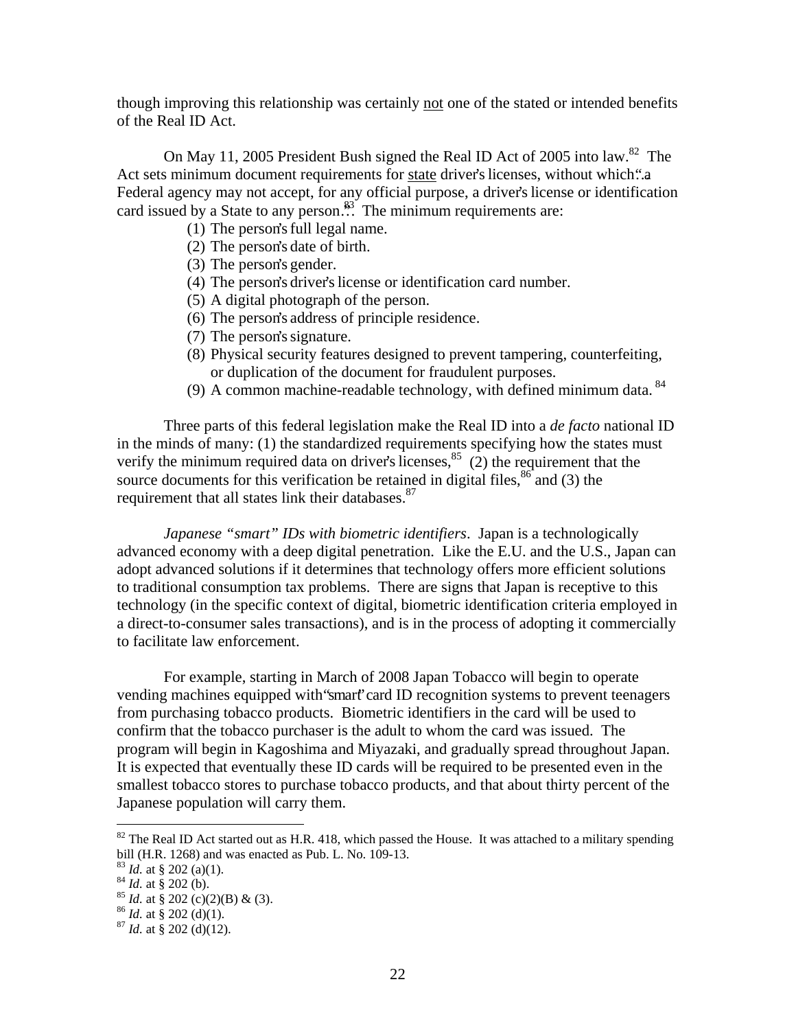though improving this relationship was certainly not one of the stated or intended benefits of the Real ID Act.

On May 11, 2005 President Bush signed the Real ID Act of 2005 into law.[82] The Act sets minimum document requirements for state driver's licenses, without which "a Federal agency may not accept, for any official purpose, a driver's license or identification card issued by a State to any person…"[83] The minimum requirements are:

(1) The person's full legal name.
(2) The person's date of birth.
(3) The person's gender.
(4) The person's driver's license or identification card number.
(5) A digital photograph of the person.
(6) The person's address of principle residence.
(7) The person's signature.
(8) Physical security features designed to prevent tampering, counterfeiting, or duplication of the document for fraudulent purposes.
(9) A common machine-readable technology, with defined minimum data. [84]

Three parts of this federal legislation make the Real ID into a *de facto* national ID in the minds of many: (1) the standardized requirements specifying how the states must verify the minimum required data on driver's licenses,[85] (2) the requirement that the source documents for this verification be retained in digital files,[86] and (3) the requirement that all states link their databases.[87]

*Japanese "smart" IDs with biometric identifiers*. Japan is a technologically advanced economy with a deep digital penetration. Like the E.U. and the U.S., Japan can adopt advanced solutions if it determines that technology offers more efficient solutions to traditional consumption tax problems. There are signs that Japan is receptive to this technology (in the specific context of digital, biometric identification criteria employed in a direct-to-consumer sales transactions), and is in the process of adopting it commercially to facilitate law enforcement.

For example, starting in March of 2008 Japan Tobacco will begin to operate vending machines equipped with "smart" card ID recognition systems to prevent teenagers from purchasing tobacco products. Biometric identifiers in the card will be used to confirm that the tobacco purchaser is the adult to whom the card was issued. The program will begin in Kagoshima and Miyazaki, and gradually spread throughout Japan. It is expected that eventually these ID cards will be required to be presented even in the smallest tobacco stores to purchase tobacco products, and that about thirty percent of the Japanese population will carry them.

---

[82] The Real ID Act started out as H.R. 418, which passed the House. It was attached to a military spending bill (H.R. 1268) and was enacted as Pub. L. No. 109-13.
[83] *Id*. at § 202 (a)(1).
[84] *Id*. at § 202 (b).
[85] *Id*. at § 202 (c)(2)(B) & (3).
[86] *Id*. at § 202 (d)(1).
[87] *Id*. at § 202 (d)(12).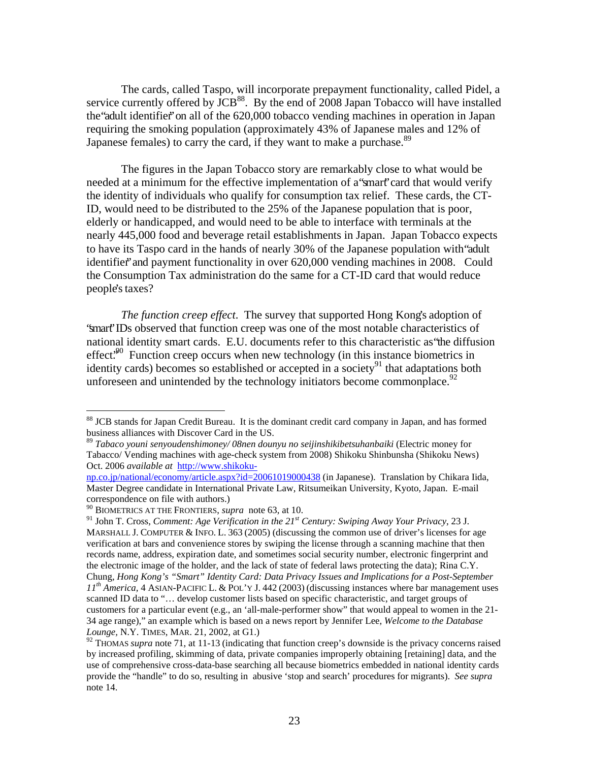The cards, called Taspo, will incorporate prepayment functionality, called Pidel, a service currently offered by JCB[88]. By the end of 2008 Japan Tobacco will have installed the "adult identifier" on all of the 620,000 tobacco vending machines in operation in Japan requiring the smoking population (approximately 43% of Japanese males and 12% of Japanese females) to carry the card, if they want to make a purchase.[89]

The figures in the Japan Tobacco story are remarkably close to what would be needed at a minimum for the effective implementation of a "smart" card that would verify the identity of individuals who qualify for consumption tax relief. These cards, the CT-ID, would need to be distributed to the 25% of the Japanese population that is poor, elderly or handicapped, and would need to be able to interface with terminals at the nearly 445,000 food and beverage retail establishments in Japan. Japan Tobacco expects to have its Taspo card in the hands of nearly 30% of the Japanese population with "adult identifier" and payment functionality in over 620,000 vending machines in 2008. Could the Consumption Tax administration do the same for a CT-ID card that would reduce people's taxes?

*The function creep effect*. The survey that supported Hong Kong's adoption of "smart" IDs observed that function creep was one of the most notable characteristics of national identity smart cards. E.U. documents refer to this characteristic as "the diffusion effect."[90] Function creep occurs when new technology (in this instance biometrics in identity cards) becomes so established or accepted in a society[91] that adaptations both unforeseen and unintended by the technology initiators become commonplace.[92]

---

[88] JCB stands for Japan Credit Bureau. It is the dominant credit card company in Japan, and has formed business alliances with Discover Card in the US.

[89] *Tabaco youni senyoudenshimoney/ 08nen dounyu no seijinshikibetsuhanbaiki* (Electric money for Tabacco/ Vending machines with age-check system from 2008) Shikoku Shinbunsha (Shikoku News) Oct. 2006 *available at* http://www.shikoku-np.co.jp/national/economy/article.aspx?id=20061019000438 (in Japanese). Translation by Chikara Iida, Master Degree candidate in International Private Law, Ritsumeikan University, Kyoto, Japan. E-mail correspondence on file with authors.)

[90] BIOMETRICS AT THE FRONTIERS, *supra* note 63, at 10.

[91] John T. Cross, *Comment: Age Verification in the 21st Century: Swiping Away Your Privacy*, 23 J. MARSHALL J. COMPUTER & INFO. L. 363 (2005) (discussing the common use of driver's licenses for age verification at bars and convenience stores by swiping the license through a scanning machine that then records name, address, expiration date, and sometimes social security number, electronic fingerprint and the electronic image of the holder, and the lack of state of federal laws protecting the data); Rina C.Y. Chung, *Hong Kong's "Smart" Identity Card: Data Privacy Issues and Implications for a Post-September 11th America*, 4 ASIAN-PACIFIC L. & POL'Y J. 442 (2003) (discussing instances where bar management uses scanned ID data to "… develop customer lists based on specific characteristic, and target groups of customers for a particular event (e.g., an 'all-male-performer show" that would appeal to women in the 21-34 age range)," an example which is based on a news report by Jennifer Lee, *Welcome to the Database Lounge*, N.Y. TIMES, MAR. 21, 2002, at G1.)

[92] THOMAS *supra* note 71, at 11-13 (indicating that function creep's downside is the privacy concerns raised by increased profiling, skimming of data, private companies improperly obtaining [retaining] data, and the use of comprehensive cross-data-base searching all because biometrics embedded in national identity cards provide the "handle" to do so, resulting in abusive 'stop and search' procedures for migrants). *See supra* note 14.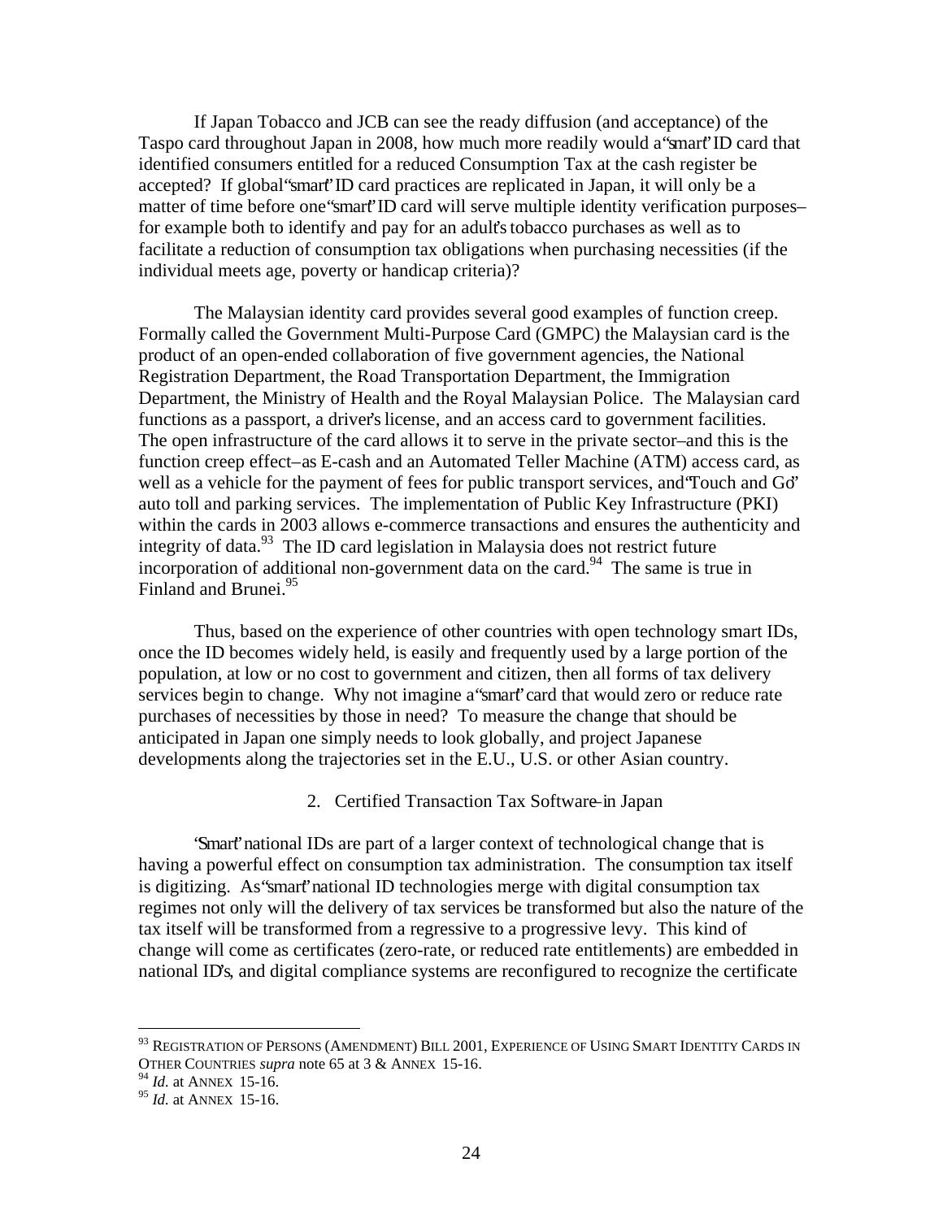If Japan Tobacco and JCB can see the ready diffusion (and acceptance) of the Taspo card throughout Japan in 2008, how much more readily would a "smart" ID card that identified consumers entitled for a reduced Consumption Tax at the cash register be accepted? If global "smart" ID card practices are replicated in Japan, it will only be a matter of time before one "smart" ID card will serve multiple identity verification purposes – for example both to identify and pay for an adult's tobacco purchases as well as to facilitate a reduction of consumption tax obligations when purchasing necessities (if the individual meets age, poverty or handicap criteria)?

The Malaysian identity card provides several good examples of function creep. Formally called the Government Multi-Purpose Card (GMPC) the Malaysian card is the product of an open-ended collaboration of five government agencies, the National Registration Department, the Road Transportation Department, the Immigration Department, the Ministry of Health and the Royal Malaysian Police. The Malaysian card functions as a passport, a driver's license, and an access card to government facilities. The open infrastructure of the card allows it to serve in the private sector – and this is the function creep effect – as E-cash and an Automated Teller Machine (ATM) access card, as well as a vehicle for the payment of fees for public transport services, and "Touch and Go" auto toll and parking services. The implementation of Public Key Infrastructure (PKI) within the cards in 2003 allows e-commerce transactions and ensures the authenticity and integrity of data.[93] The ID card legislation in Malaysia does not restrict future incorporation of additional non-government data on the card.[94] The same is true in Finland and Brunei.[95]

Thus, based on the experience of other countries with open technology smart IDs, once the ID becomes widely held, is easily and frequently used by a large portion of the population, at low or no cost to government and citizen, then all forms of tax delivery services begin to change. Why not imagine a "smart" card that would zero or reduce rate purchases of necessities by those in need? To measure the change that should be anticipated in Japan one simply needs to look globally, and project Japanese developments along the trajectories set in the E.U., U.S. or other Asian country.

### 2. Certified Transaction Tax Software – in Japan

'Smart' national IDs are part of a larger context of technological change that is having a powerful effect on consumption tax administration. The consumption tax itself is digitizing. As "smart" national ID technologies merge with digital consumption tax regimes not only will the delivery of tax services be transformed but also the nature of the tax itself will be transformed from a regressive to a progressive levy. This kind of change will come as certificates (zero-rate, or reduced rate entitlements) are embedded in national ID's, and digital compliance systems are reconfigured to recognize the certificate

---

[93] REGISTRATION OF PERSONS (AMENDMENT) BILL 2001, EXPERIENCE OF USING SMART IDENTITY CARDS IN OTHER COUNTRIES *supra* note 65 at 3 & ANNEX 15-16.

[94] *Id.* at ANNEX 15-16.

[95] *Id.* at ANNEX 15-16.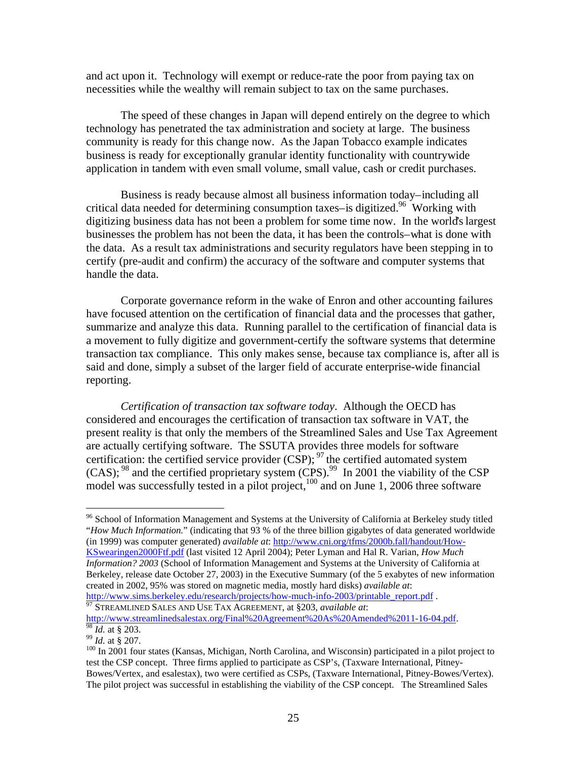and act upon it. Technology will exempt or reduce-rate the poor from paying tax on necessities while the wealthy will remain subject to tax on the same purchases.

The speed of these changes in Japan will depend entirely on the degree to which technology has penetrated the tax administration and society at large. The business community is ready for this change now. As the Japan Tobacco example indicates business is ready for exceptionally granular identity functionality with countrywide application in tandem with even small volume, small value, cash or credit purchases.

Business is ready because almost all business information today–including all critical data needed for determining consumption taxes–is digitized.[96] Working with digitizing business data has not been a problem for some time now. In the world's largest businesses the problem has not been the data, it has been the controls–what is done with the data. As a result tax administrations and security regulators have been stepping in to certify (pre-audit and confirm) the accuracy of the software and computer systems that handle the data.

Corporate governance reform in the wake of Enron and other accounting failures have focused attention on the certification of financial data and the processes that gather, summarize and analyze this data. Running parallel to the certification of financial data is a movement to fully digitize and government-certify the software systems that determine transaction tax compliance. This only makes sense, because tax compliance is, after all is said and done, simply a subset of the larger field of accurate enterprise-wide financial reporting.

*Certification of transaction tax software today*. Although the OECD has considered and encourages the certification of transaction tax software in VAT, the present reality is that only the members of the Streamlined Sales and Use Tax Agreement are actually certifying software. The SSUTA provides three models for software certification: the certified service provider (CSP); [97] the certified automated system (CAS); [98] and the certified proprietary system (CPS).[99] In 2001 the viability of the CSP model was successfully tested in a pilot project,[100] and on June 1, 2006 three software

---

[96] School of Information Management and Systems at the University of California at Berkeley study titled "*How Much Information.*" (indicating that 93 % of the three billion gigabytes of data generated worldwide (in 1999) was computer generated) *available at*: http://www.cni.org/tfms/2000b.fall/handout/How-KSwearingen2000Ftf.pdf (last visited 12 April 2004); Peter Lyman and Hal R. Varian, *How Much Information? 2003* (School of Information Management and Systems at the University of California at Berkeley, release date October 27, 2003) in the Executive Summary (of the 5 exabytes of new information created in 2002, 95% was stored on magnetic media, mostly hard disks) *available at*: http://www.sims.berkeley.edu/research/projects/how-much-info-2003/printable_report.pdf .

[97] STREAMLINED SALES AND USE TAX AGREEMENT, at §203, *available at*: http://www.streamlinedsalestax.org/Final%20Agreement%20As%20Amended%2011-16-04.pdf.

[98] *Id.* at § 203.

[99] *Id.* at § 207.

[100] In 2001 four states (Kansas, Michigan, North Carolina, and Wisconsin) participated in a pilot project to test the CSP concept. Three firms applied to participate as CSP's, (Taxware International, Pitney-Bowes/Vertex, and esalestax), two were certified as CSPs, (Taxware International, Pitney-Bowes/Vertex). The pilot project was successful in establishing the viability of the CSP concept. The Streamlined Sales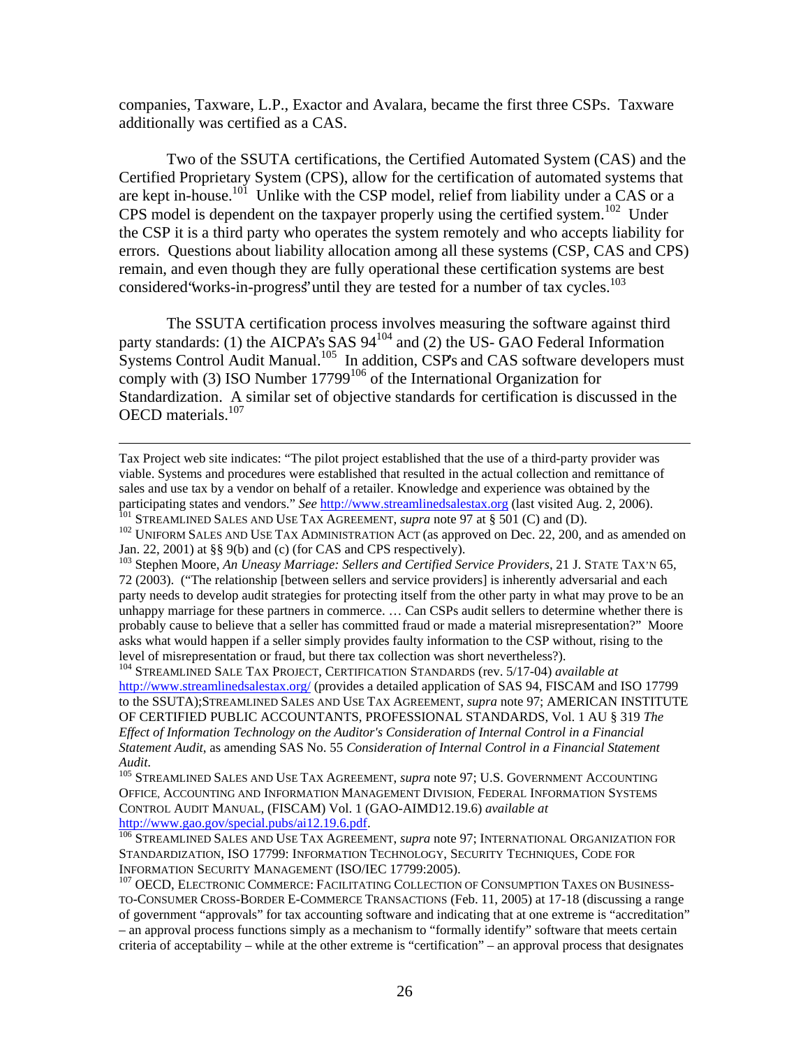companies, Taxware, L.P., Exactor and Avalara, became the first three CSPs. Taxware additionally was certified as a CAS.

Two of the SSUTA certifications, the Certified Automated System (CAS) and the Certified Proprietary System (CPS), allow for the certification of automated systems that are kept in-house.[101] Unlike with the CSP model, relief from liability under a CAS or a CPS model is dependent on the taxpayer properly using the certified system.[102] Under the CSP it is a third party who operates the system remotely and who accepts liability for errors. Questions about liability allocation among all these systems (CSP, CAS and CPS) remain, and even though they are fully operational these certification systems are best considered "works-in-progress" until they are tested for a number of tax cycles.[103]

The SSUTA certification process involves measuring the software against third party standards: (1) the AICPA's SAS 94[104] and (2) the US- GAO Federal Information Systems Control Audit Manual.[105] In addition, CSP's and CAS software developers must comply with (3) ISO Number 17799[106] of the International Organization for Standardization. A similar set of objective standards for certification is discussed in the OECD materials.[107]

---

Tax Project web site indicates: "The pilot project established that the use of a third-party provider was viable. Systems and procedures were established that resulted in the actual collection and remittance of sales and use tax by a vendor on behalf of a retailer. Knowledge and experience was obtained by the participating states and vendors." *See* http://www.streamlinedsalestax.org (last visited Aug. 2, 2006).

[101] STREAMLINED SALES AND USE TAX AGREEMENT, *supra* note 97 at § 501 (C) and (D).

[102] UNIFORM SALES AND USE TAX ADMINISTRATION ACT (as approved on Dec. 22, 200, and as amended on Jan. 22, 2001) at §§ 9(b) and (c) (for CAS and CPS respectively).

[103] Stephen Moore, *An Uneasy Marriage: Sellers and Certified Service Providers*, 21 J. STATE TAX'N 65, 72 (2003). ("The relationship [between sellers and service providers] is inherently adversarial and each party needs to develop audit strategies for protecting itself from the other party in what may prove to be an unhappy marriage for these partners in commerce. … Can CSPs audit sellers to determine whether there is probably cause to believe that a seller has committed fraud or made a material misrepresentation?" Moore asks what would happen if a seller simply provides faulty information to the CSP without, rising to the level of misrepresentation or fraud, but there tax collection was short nevertheless?).

[104] STREAMLINED SALE TAX PROJECT, CERTIFICATION STANDARDS (rev. 5/17-04) *available at* http://www.streamlinedsalestax.org/ (provides a detailed application of SAS 94, FISCAM and ISO 17799 to the SSUTA);STREAMLINED SALES AND USE TAX AGREEMENT, *supra* note 97; AMERICAN INSTITUTE OF CERTIFIED PUBLIC ACCOUNTANTS, PROFESSIONAL STANDARDS, Vol. 1 AU § 319 *The Effect of Information Technology on the Auditor's Consideration of Internal Control in a Financial Statement Audit*, as amending SAS No. 55 *Consideration of Internal Control in a Financial Statement Audit*.

[105] STREAMLINED SALES AND USE TAX AGREEMENT, *supra* note 97; U.S. GOVERNMENT ACCOUNTING OFFICE, ACCOUNTING AND INFORMATION MANAGEMENT DIVISION, FEDERAL INFORMATION SYSTEMS CONTROL AUDIT MANUAL, (FISCAM) Vol. 1 (GAO-AIMD12.19.6) *available at* http://www.gao.gov/special.pubs/ai12.19.6.pdf.

[106] STREAMLINED SALES AND USE TAX AGREEMENT, *supra* note 97; INTERNATIONAL ORGANIZATION FOR STANDARDIZATION, ISO 17799: INFORMATION TECHNOLOGY, SECURITY TECHNIQUES, CODE FOR INFORMATION SECURITY MANAGEMENT (ISO/IEC 17799:2005).

[107] OECD, ELECTRONIC COMMERCE: FACILITATING COLLECTION OF CONSUMPTION TAXES ON BUSINESS-TO-CONSUMER CROSS-BORDER E-COMMERCE TRANSACTIONS (Feb. 11, 2005) at 17-18 (discussing a range of government "approvals" for tax accounting software and indicating that at one extreme is "accreditation" – an approval process functions simply as a mechanism to "formally identify" software that meets certain criteria of acceptability – while at the other extreme is "certification" – an approval process that designates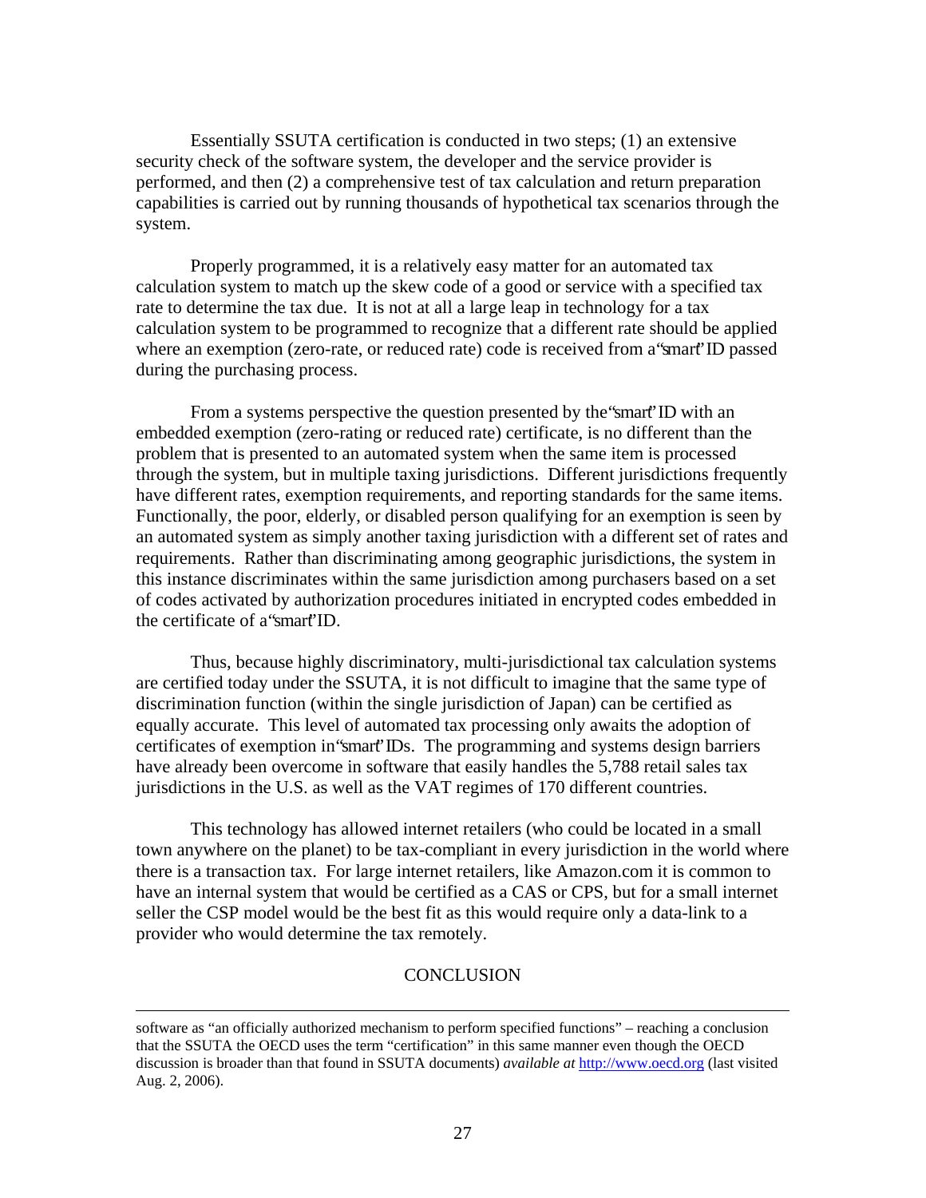Essentially SSUTA certification is conducted in two steps; (1) an extensive security check of the software system, the developer and the service provider is performed, and then (2) a comprehensive test of tax calculation and return preparation capabilities is carried out by running thousands of hypothetical tax scenarios through the system.

Properly programmed, it is a relatively easy matter for an automated tax calculation system to match up the skew code of a good or service with a specified tax rate to determine the tax due. It is not at all a large leap in technology for a tax calculation system to be programmed to recognize that a different rate should be applied where an exemption (zero-rate, or reduced rate) code is received from a "smart" ID passed during the purchasing process.

From a systems perspective the question presented by the "smart" ID with an embedded exemption (zero-rating or reduced rate) certificate, is no different than the problem that is presented to an automated system when the same item is processed through the system, but in multiple taxing jurisdictions. Different jurisdictions frequently have different rates, exemption requirements, and reporting standards for the same items. Functionally, the poor, elderly, or disabled person qualifying for an exemption is seen by an automated system as simply another taxing jurisdiction with a different set of rates and requirements. Rather than discriminating among geographic jurisdictions, the system in this instance discriminates within the same jurisdiction among purchasers based on a set of codes activated by authorization procedures initiated in encrypted codes embedded in the certificate of a "smart" ID.

Thus, because highly discriminatory, multi-jurisdictional tax calculation systems are certified today under the SSUTA, it is not difficult to imagine that the same type of discrimination function (within the single jurisdiction of Japan) can be certified as equally accurate. This level of automated tax processing only awaits the adoption of certificates of exemption in "smart" IDs. The programming and systems design barriers have already been overcome in software that easily handles the 5,788 retail sales tax jurisdictions in the U.S. as well as the VAT regimes of 170 different countries.

This technology has allowed internet retailers (who could be located in a small town anywhere on the planet) to be tax-compliant in every jurisdiction in the world where there is a transaction tax. For large internet retailers, like Amazon.com it is common to have an internal system that would be certified as a CAS or CPS, but for a small internet seller the CSP model would be the best fit as this would require only a data-link to a provider who would determine the tax remotely.

## CONCLUSION

---

software as "an officially authorized mechanism to perform specified functions" – reaching a conclusion that the SSUTA the OECD uses the term "certification" in this same manner even though the OECD discussion is broader than that found in SSUTA documents) *available at* http://www.oecd.org (last visited Aug. 2, 2006).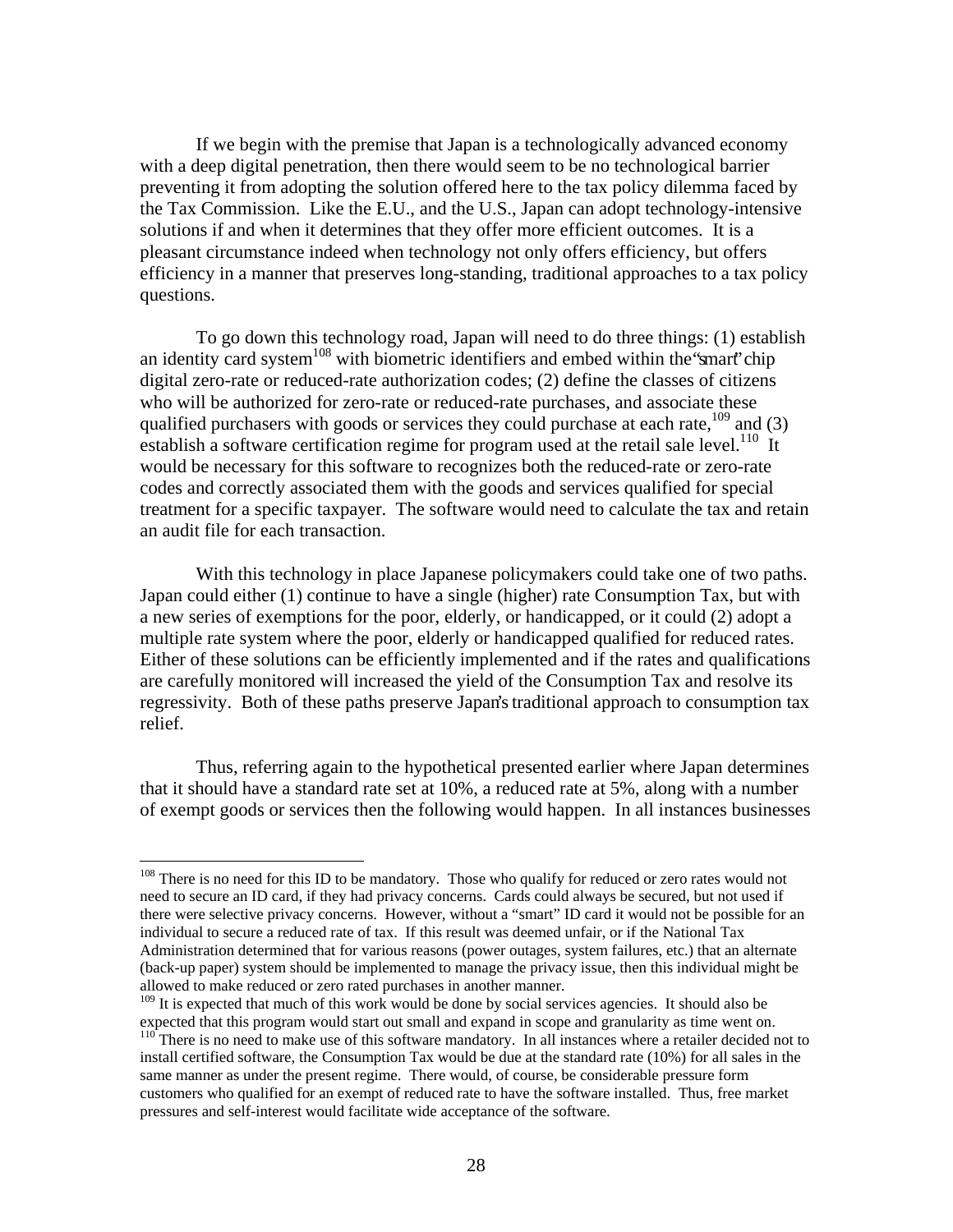If we begin with the premise that Japan is a technologically advanced economy with a deep digital penetration, then there would seem to be no technological barrier preventing it from adopting the solution offered here to the tax policy dilemma faced by the Tax Commission. Like the E.U., and the U.S., Japan can adopt technology-intensive solutions if and when it determines that they offer more efficient outcomes. It is a pleasant circumstance indeed when technology not only offers efficiency, but offers efficiency in a manner that preserves long-standing, traditional approaches to a tax policy questions.

To go down this technology road, Japan will need to do three things: (1) establish an identity card system[108] with biometric identifiers and embed within the "smart" chip digital zero-rate or reduced-rate authorization codes; (2) define the classes of citizens who will be authorized for zero-rate or reduced-rate purchases, and associate these qualified purchasers with goods or services they could purchase at each rate,[109] and (3) establish a software certification regime for program used at the retail sale level.[110] It would be necessary for this software to recognizes both the reduced-rate or zero-rate codes and correctly associated them with the goods and services qualified for special treatment for a specific taxpayer. The software would need to calculate the tax and retain an audit file for each transaction.

With this technology in place Japanese policymakers could take one of two paths. Japan could either (1) continue to have a single (higher) rate Consumption Tax, but with a new series of exemptions for the poor, elderly, or handicapped, or it could (2) adopt a multiple rate system where the poor, elderly or handicapped qualified for reduced rates. Either of these solutions can be efficiently implemented and if the rates and qualifications are carefully monitored will increased the yield of the Consumption Tax and resolve its regressivity. Both of these paths preserve Japan's traditional approach to consumption tax relief.

Thus, referring again to the hypothetical presented earlier where Japan determines that it should have a standard rate set at 10%, a reduced rate at 5%, along with a number of exempt goods or services then the following would happen. In all instances businesses

---

[108] There is no need for this ID to be mandatory. Those who qualify for reduced or zero rates would not need to secure an ID card, if they had privacy concerns. Cards could always be secured, but not used if there were selective privacy concerns. However, without a "smart" ID card it would not be possible for an individual to secure a reduced rate of tax. If this result was deemed unfair, or if the National Tax Administration determined that for various reasons (power outages, system failures, etc.) that an alternate (back-up paper) system should be implemented to manage the privacy issue, then this individual might be allowed to make reduced or zero rated purchases in another manner.

[109] It is expected that much of this work would be done by social services agencies. It should also be expected that this program would start out small and expand in scope and granularity as time went on.

[110] There is no need to make use of this software mandatory. In all instances where a retailer decided not to install certified software, the Consumption Tax would be due at the standard rate (10%) for all sales in the same manner as under the present regime. There would, of course, be considerable pressure form customers who qualified for an exempt of reduced rate to have the software installed. Thus, free market pressures and self-interest would facilitate wide acceptance of the software.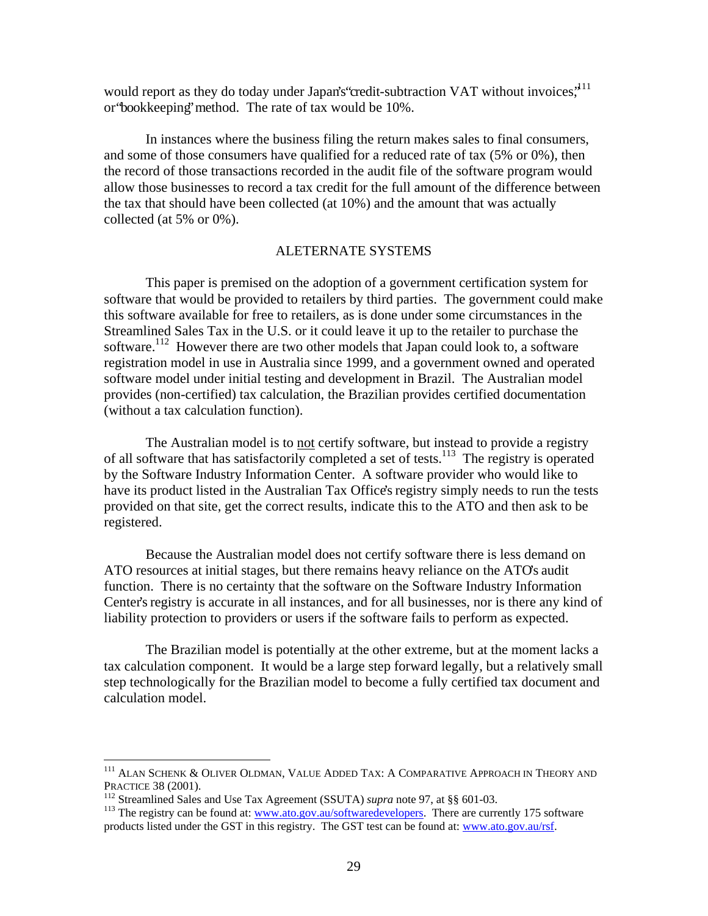would report as they do today under Japan's "credit-subtraction VAT without invoices,"[111] or "bookkeeping" method. The rate of tax would be 10%.

In instances where the business filing the return makes sales to final consumers, and some of those consumers have qualified for a reduced rate of tax (5% or 0%), then the record of those transactions recorded in the audit file of the software program would allow those businesses to record a tax credit for the full amount of the difference between the tax that should have been collected (at 10%) and the amount that was actually collected (at 5% or 0%).

## ALETERNATE SYSTEMS

This paper is premised on the adoption of a government certification system for software that would be provided to retailers by third parties. The government could make this software available for free to retailers, as is done under some circumstances in the Streamlined Sales Tax in the U.S. or it could leave it up to the retailer to purchase the software.[112] However there are two other models that Japan could look to, a software registration model in use in Australia since 1999, and a government owned and operated software model under initial testing and development in Brazil. The Australian model provides (non-certified) tax calculation, the Brazilian provides certified documentation (without a tax calculation function).

The Australian model is to <u>not</u> certify software, but instead to provide a registry of all software that has satisfactorily completed a set of tests.[113] The registry is operated by the Software Industry Information Center. A software provider who would like to have its product listed in the Australian Tax Office's registry simply needs to run the tests provided on that site, get the correct results, indicate this to the ATO and then ask to be registered.

Because the Australian model does not certify software there is less demand on ATO resources at initial stages, but there remains heavy reliance on the ATO's audit function. There is no certainty that the software on the Software Industry Information Center's registry is accurate in all instances, and for all businesses, nor is there any kind of liability protection to providers or users if the software fails to perform as expected.

The Brazilian model is potentially at the other extreme, but at the moment lacks a tax calculation component. It would be a large step forward legally, but a relatively small step technologically for the Brazilian model to become a fully certified tax document and calculation model.

---

[111] ALAN SCHENK & OLIVER OLDMAN, VALUE ADDED TAX: A COMPARATIVE APPROACH IN THEORY AND PRACTICE 38 (2001).

[112] Streamlined Sales and Use Tax Agreement (SSUTA) *supra* note 97, at §§ 601-03.

[113] The registry can be found at: www.ato.gov.au/softwaredevelopers. There are currently 175 software products listed under the GST in this registry. The GST test can be found at: www.ato.gov.au/rsf.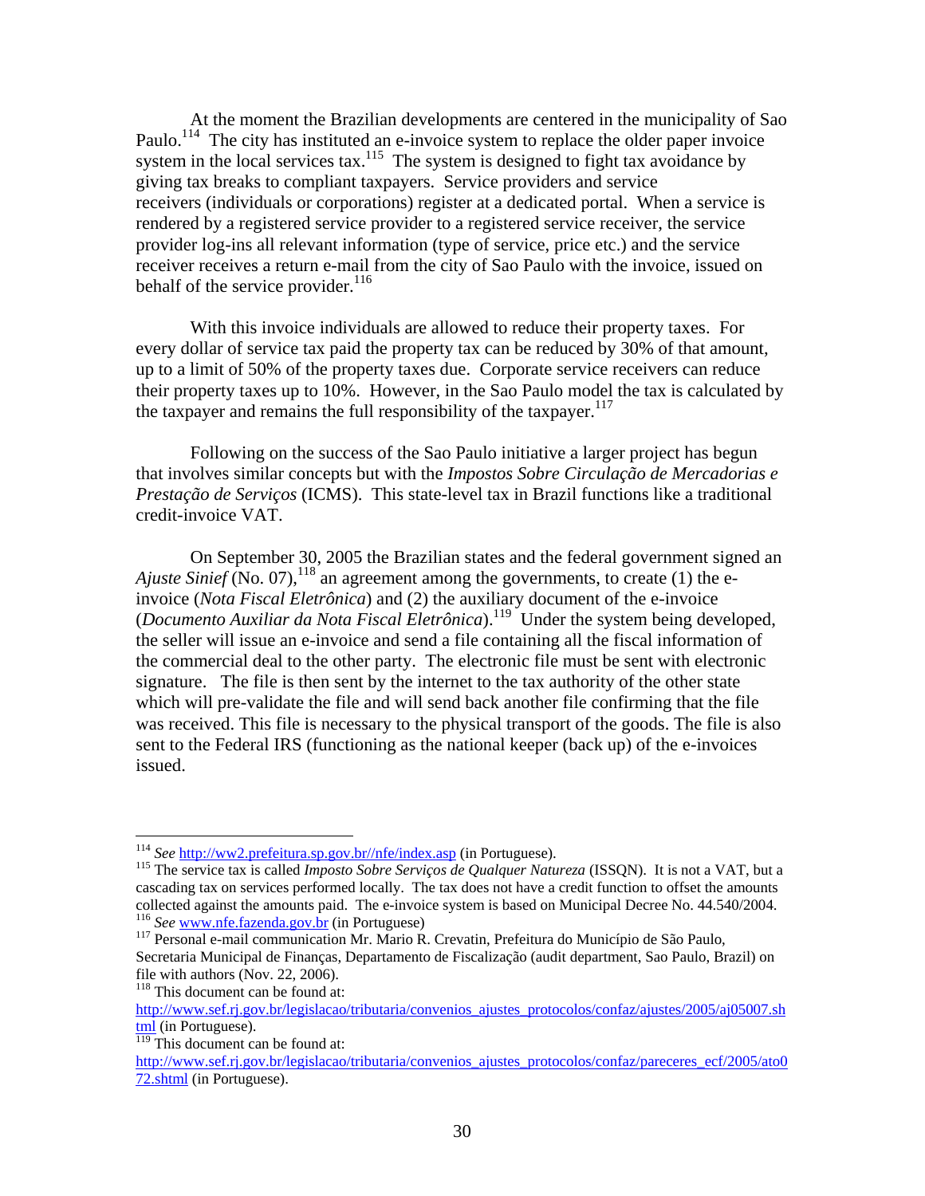At the moment the Brazilian developments are centered in the municipality of Sao Paulo.[114] The city has instituted an e-invoice system to replace the older paper invoice system in the local services tax.[115] The system is designed to fight tax avoidance by giving tax breaks to compliant taxpayers. Service providers and service receivers (individuals or corporations) register at a dedicated portal. When a service is rendered by a registered service provider to a registered service receiver, the service provider log-ins all relevant information (type of service, price etc.) and the service receiver receives a return e-mail from the city of Sao Paulo with the invoice, issued on behalf of the service provider.[116]

With this invoice individuals are allowed to reduce their property taxes. For every dollar of service tax paid the property tax can be reduced by 30% of that amount, up to a limit of 50% of the property taxes due. Corporate service receivers can reduce their property taxes up to 10%. However, in the Sao Paulo model the tax is calculated by the taxpayer and remains the full responsibility of the taxpayer.[117]

Following on the success of the Sao Paulo initiative a larger project has begun that involves similar concepts but with the *Impostos Sobre Circulação de Mercadorias e Prestação de Serviços* (ICMS). This state-level tax in Brazil functions like a traditional credit-invoice VAT.

On September 30, 2005 the Brazilian states and the federal government signed an *Ajuste Sinief* (No. 07),[118] an agreement among the governments, to create (1) the e-invoice (*Nota Fiscal Eletrônica*) and (2) the auxiliary document of the e-invoice (*Documento Auxiliar da Nota Fiscal Eletrônica*).[119] Under the system being developed, the seller will issue an e-invoice and send a file containing all the fiscal information of the commercial deal to the other party. The electronic file must be sent with electronic signature. The file is then sent by the internet to the tax authority of the other state which will pre-validate the file and will send back another file confirming that the file was received. This file is necessary to the physical transport of the goods. The file is also sent to the Federal IRS (functioning as the national keeper (back up) of the e-invoices issued.

---

[114] *See* http://ww2.prefeitura.sp.gov.br//nfe/index.asp (in Portuguese).

[115] The service tax is called *Imposto Sobre Serviços de Qualquer Natureza* (ISSQN). It is not a VAT, but a cascading tax on services performed locally. The tax does not have a credit function to offset the amounts collected against the amounts paid. The e-invoice system is based on Municipal Decree No. 44.540/2004.

[116] *See* www.nfe.fazenda.gov.br (in Portuguese)

[117] Personal e-mail communication Mr. Mario R. Crevatin, Prefeitura do Município de São Paulo, Secretaria Municipal de Finanças, Departamento de Fiscalização (audit department, Sao Paulo, Brazil) on file with authors (Nov. 22, 2006).

[118] This document can be found at: http://www.sef.rj.gov.br/legislacao/tributaria/convenios_ajustes_protocolos/confaz/ajustes/2005/aj05007.shtml (in Portuguese).

[119] This document can be found at: http://www.sef.rj.gov.br/legislacao/tributaria/convenios_ajustes_protocolos/confaz/pareceres_ecf/2005/ato072.shtml (in Portuguese).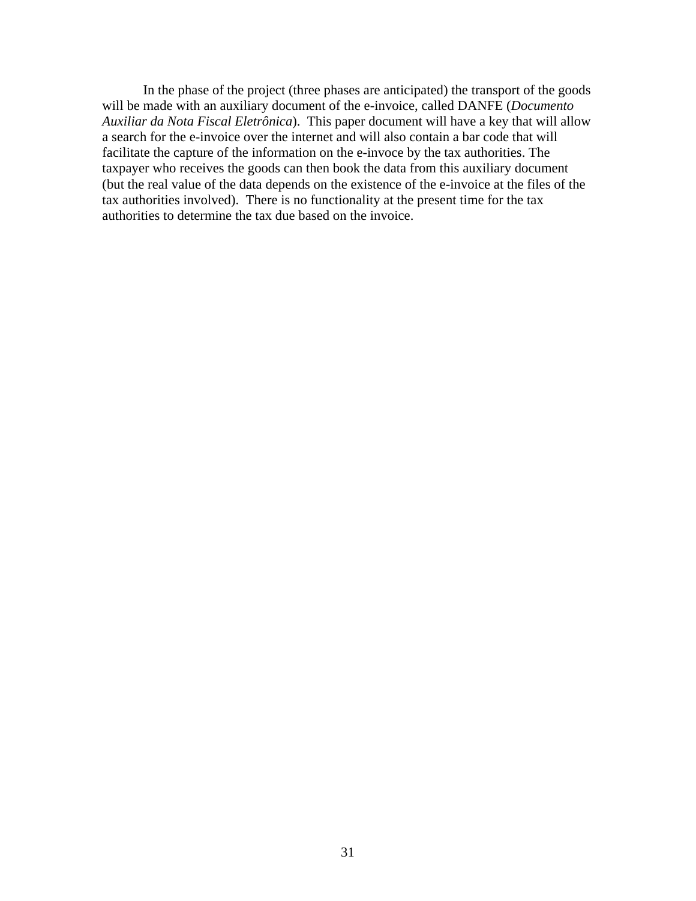In the phase of the project (three phases are anticipated) the transport of the goods will be made with an auxiliary document of the e-invoice, called DANFE (*Documento Auxiliar da Nota Fiscal Eletrônica*). This paper document will have a key that will allow a search for the e-invoice over the internet and will also contain a bar code that will facilitate the capture of the information on the e-invoce by the tax authorities. The taxpayer who receives the goods can then book the data from this auxiliary document (but the real value of the data depends on the existence of the e-invoice at the files of the tax authorities involved). There is no functionality at the present time for the tax authorities to determine the tax due based on the invoice.